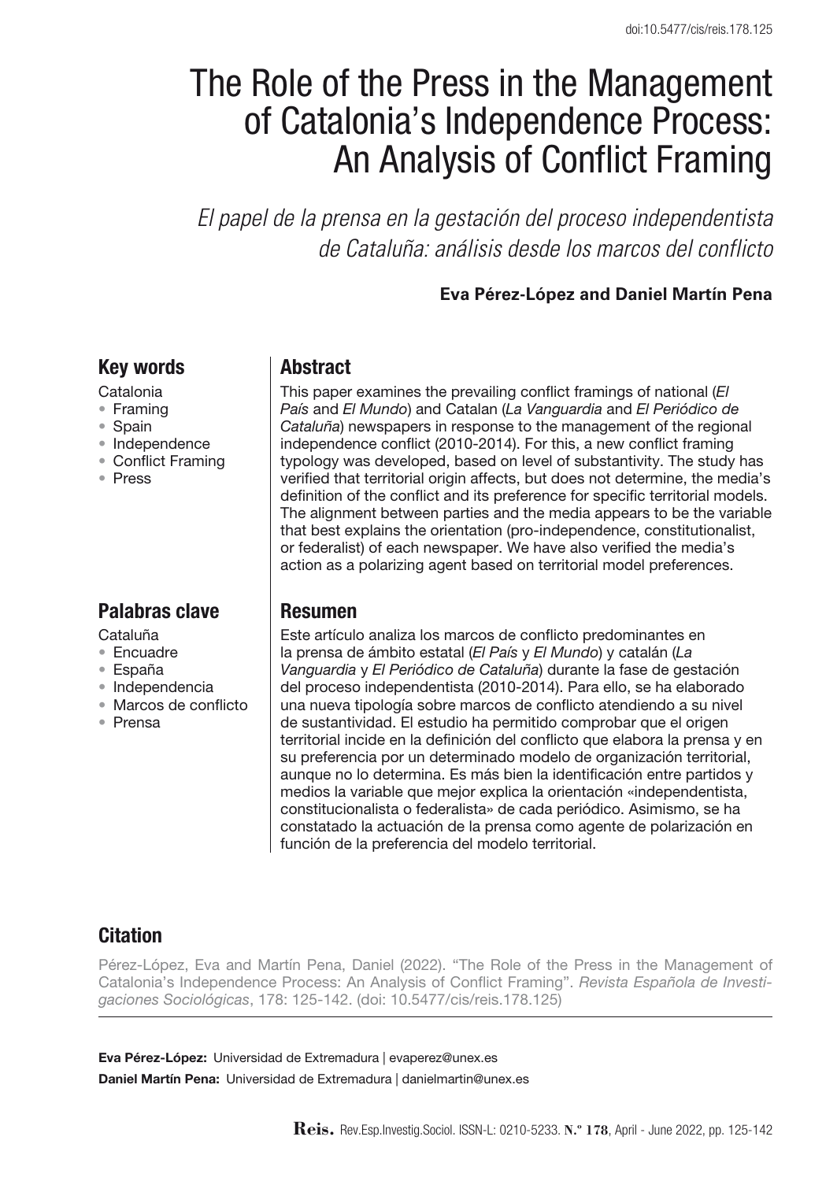doi:10.5477/cis/reis.178.125

# The Role of the Press in the Management of Catalonia's Independence Process: An Analysis of Conflict Framing

*El papel de la prensa en la gestación del proceso independentista de Cataluña: análisis desde los marcos del conflicto*

**Eva Pérez-López and Daniel Martín Pena**

## Key words

Catalonia
- Framing
- Spain
- Independence
- Conflict Framing
- Press

## Abstract

This paper examines the prevailing conflict framings of national (*El País* and *El Mundo*) and Catalan (*La Vanguardia* and *El Periódico de Cataluña*) newspapers in response to the management of the regional independence conflict (2010-2014). For this, a new conflict framing typology was developed, based on level of substantivity. The study has verified that territorial origin affects, but does not determine, the media's definition of the conflict and its preference for specific territorial models. The alignment between parties and the media appears to be the variable that best explains the orientation (pro-independence, constitutionalist, or federalist) of each newspaper. We have also verified the media's action as a polarizing agent based on territorial model preferences.

## Palabras clave

Cataluña
- Encuadre
- España
- Independencia
- Marcos de conflicto
- Prensa

## Resumen

Este artículo analiza los marcos de conflicto predominantes en la prensa de ámbito estatal (*El País* y *El Mundo*) y catalán (*La Vanguardia* y *El Periódico de Cataluña*) durante la fase de gestación del proceso independentista (2010-2014). Para ello, se ha elaborado una nueva tipología sobre marcos de conflicto atendiendo a su nivel de sustantividad. El estudio ha permitido comprobar que el origen territorial incide en la definición del conflicto que elabora la prensa y en su preferencia por un determinado modelo de organización territorial, aunque no lo determina. Es más bien la identificación entre partidos y medios la variable que mejor explica la orientación «independentista, constitucionalista o federalista» de cada periódico. Asimismo, se ha constatado la actuación de la prensa como agente de polarización en función de la preferencia del modelo territorial.

## Citation

Pérez-López, Eva and Martín Pena, Daniel (2022). "The Role of the Press in the Management of Catalonia's Independence Process: An Analysis of Conflict Framing". *Revista Española de Investigaciones Sociológicas*, 178: 125-142. (doi: 10.5477/cis/reis.178.125)

**Eva Pérez-López:** Universidad de Extremadura | evaperez@unex.es

**Daniel Martín Pena:** Universidad de Extremadura | danielmartin@unex.es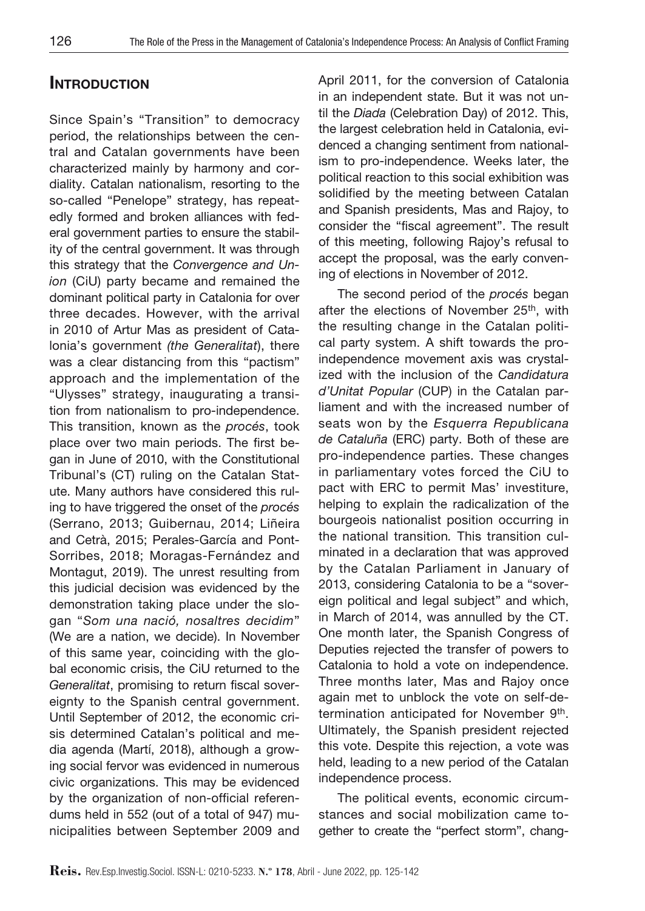## Introduction

Since Spain's "Transition" to democracy period, the relationships between the central and Catalan governments have been characterized mainly by harmony and cordiality. Catalan nationalism, resorting to the so-called "Penelope" strategy, has repeatedly formed and broken alliances with federal government parties to ensure the stability of the central government. It was through this strategy that the *Convergence and Union* (CiU) party became and remained the dominant political party in Catalonia for over three decades. However, with the arrival in 2010 of Artur Mas as president of Catalonia's government *(the Generalitat*), there was a clear distancing from this "pactism" approach and the implementation of the "Ulysses" strategy, inaugurating a transition from nationalism to pro-independence. This transition, known as the *procés*, took place over two main periods. The first began in June of 2010, with the Constitutional Tribunal's (CT) ruling on the Catalan Statute. Many authors have considered this ruling to have triggered the onset of the *procés* (Serrano, 2013; Guibernau, 2014; Liñeira and Cetrà, 2015; Perales-García and Pont-Sorribes, 2018; Moragas-Fernández and Montagut, 2019). The unrest resulting from this judicial decision was evidenced by the demonstration taking place under the slogan "*Som una nació, nosaltres decidim*" (We are a nation, we decide). In November of this same year, coinciding with the global economic crisis, the CiU returned to the *Generalitat*, promising to return fiscal sovereignty to the Spanish central government. Until September of 2012, the economic crisis determined Catalan's political and media agenda (Martí, 2018), although a growing social fervor was evidenced in numerous civic organizations. This may be evidenced by the organization of non-official referendums held in 552 (out of a total of 947) municipalities between September 2009 and April 2011, for the conversion of Catalonia in an independent state. But it was not until the *Diada* (Celebration Day) of 2012. This, the largest celebration held in Catalonia, evidenced a changing sentiment from nationalism to pro-independence. Weeks later, the political reaction to this social exhibition was solidified by the meeting between Catalan and Spanish presidents, Mas and Rajoy, to consider the "fiscal agreement". The result of this meeting, following Rajoy's refusal to accept the proposal, was the early convening of elections in November of 2012.

The second period of the *procés* began after the elections of November 25th, with the resulting change in the Catalan political party system. A shift towards the pro-independence movement axis was crystalized with the inclusion of the *Candidatura d'Unitat Popular* (CUP) in the Catalan parliament and with the increased number of seats won by the *Esquerra Republicana de Cataluña* (ERC) party. Both of these are pro-independence parties. These changes in parliamentary votes forced the CiU to pact with ERC to permit Mas' investiture, helping to explain the radicalization of the bourgeois nationalist position occurring in the national transition. This transition culminated in a declaration that was approved by the Catalan Parliament in January of 2013, considering Catalonia to be a "sovereign political and legal subject" and which, in March of 2014, was annulled by the CT. One month later, the Spanish Congress of Deputies rejected the transfer of powers to Catalonia to hold a vote on independence. Three months later, Mas and Rajoy once again met to unblock the vote on self-determination anticipated for November 9th. Ultimately, the Spanish president rejected this vote. Despite this rejection, a vote was held, leading to a new period of the Catalan independence process.

The political events, economic circumstances and social mobilization came together to create the "perfect storm", chang-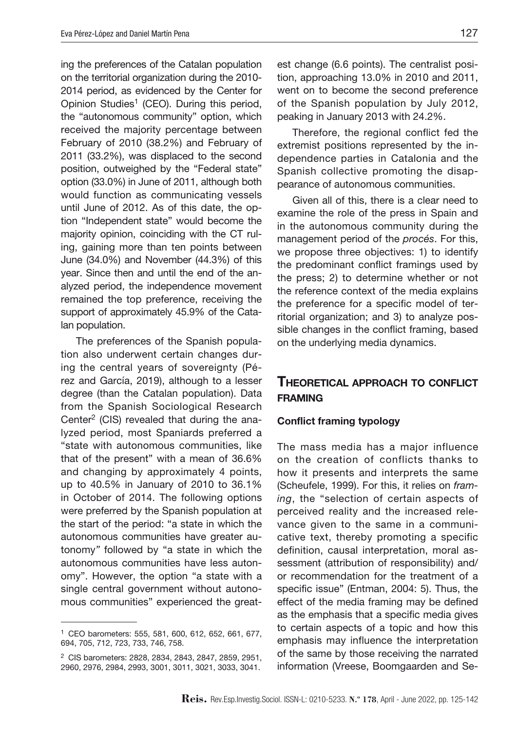ing the preferences of the Catalan population on the territorial organization during the 2010-2014 period, as evidenced by the Center for Opinion Studies[1] (CEO). During this period, the "autonomous community" option, which received the majority percentage between February of 2010 (38.2%) and February of 2011 (33.2%), was displaced to the second position, outweighed by the "Federal state" option (33.0%) in June of 2011, although both would function as communicating vessels until June of 2012. As of this date, the option "Independent state" would become the majority opinion, coinciding with the CT ruling, gaining more than ten points between June (34.0%) and November (44.3%) of this year. Since then and until the end of the analyzed period, the independence movement remained the top preference, receiving the support of approximately 45.9% of the Catalan population.

The preferences of the Spanish population also underwent certain changes during the central years of sovereignty (Pérez and García, 2019), although to a lesser degree (than the Catalan population). Data from the Spanish Sociological Research Center[2] (CIS) revealed that during the analyzed period, most Spaniards preferred a "state with autonomous communities, like that of the present" with a mean of 36.6% and changing by approximately 4 points, up to 40.5% in January of 2010 to 36.1% in October of 2014. The following options were preferred by the Spanish population at the start of the period: "a state in which the autonomous communities have greater autonomy" followed by "a state in which the autonomous communities have less autonomy". However, the option "a state with a single central government without autonomous communities" experienced the greatest change (6.6 points). The centralist position, approaching 13.0% in 2010 and 2011, went on to become the second preference of the Spanish population by July 2012, peaking in January 2013 with 24.2%.

Therefore, the regional conflict fed the extremist positions represented by the independence parties in Catalonia and the Spanish collective promoting the disappearance of autonomous communities.

Given all of this, there is a clear need to examine the role of the press in Spain and in the autonomous community during the management period of the *procés*. For this, we propose three objectives: 1) to identify the predominant conflict framings used by the press; 2) to determine whether or not the reference context of the media explains the preference for a specific model of territorial organization; and 3) to analyze possible changes in the conflict framing, based on the underlying media dynamics.

## Theoretical approach to conflict framing

### Conflict framing typology

The mass media has a major influence on the creation of conflicts thanks to how it presents and interprets the same (Scheufele, 1999). For this, it relies on *framing*, the "selection of certain aspects of perceived reality and the increased relevance given to the same in a communicative text, thereby promoting a specific definition, causal interpretation, moral assessment (attribution of responsibility) and/or recommendation for the treatment of a specific issue" (Entman, 2004: 5). Thus, the effect of the media framing may be defined as the emphasis that a specific media gives to certain aspects of a topic and how this emphasis may influence the interpretation of the same by those receiving the narrated information (Vreese, Boomgaarden and Se-

[1] CEO barometers: 555, 581, 600, 612, 652, 661, 677, 694, 705, 712, 723, 733, 746, 758.

[2] CIS barometers: 2828, 2834, 2843, 2847, 2859, 2951, 2960, 2976, 2984, 2993, 3001, 3011, 3021, 3033, 3041.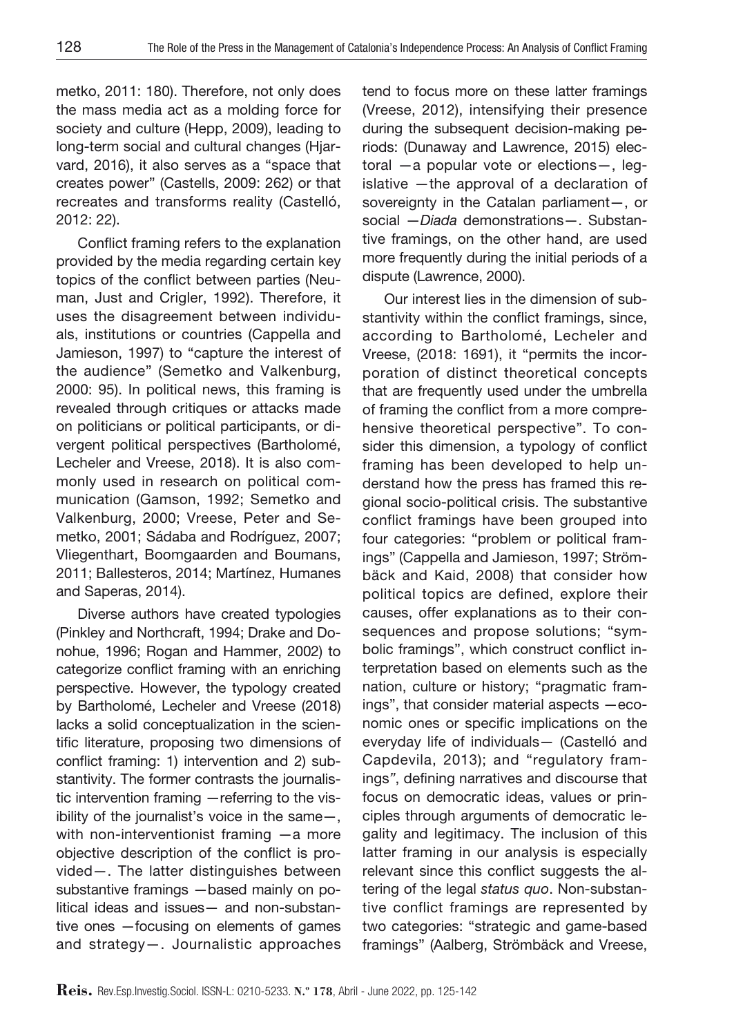metko, 2011: 180). Therefore, not only does the mass media act as a molding force for society and culture (Hepp, 2009), leading to long-term social and cultural changes (Hjarvard, 2016), it also serves as a "space that creates power" (Castells, 2009: 262) or that recreates and transforms reality (Castelló, 2012: 22).

Conflict framing refers to the explanation provided by the media regarding certain key topics of the conflict between parties (Neuman, Just and Crigler, 1992). Therefore, it uses the disagreement between individuals, institutions or countries (Cappella and Jamieson, 1997) to "capture the interest of the audience" (Semetko and Valkenburg, 2000: 95). In political news, this framing is revealed through critiques or attacks made on politicians or political participants, or divergent political perspectives (Bartholomé, Lecheler and Vreese, 2018). It is also commonly used in research on political communication (Gamson, 1992; Semetko and Valkenburg, 2000; Vreese, Peter and Semetko, 2001; Sádaba and Rodríguez, 2007; Vliegenthart, Boomgaarden and Boumans, 2011; Ballesteros, 2014; Martínez, Humanes and Saperas, 2014).

Diverse authors have created typologies (Pinkley and Northcraft, 1994; Drake and Donohue, 1996; Rogan and Hammer, 2002) to categorize conflict framing with an enriching perspective. However, the typology created by Bartholomé, Lecheler and Vreese (2018) lacks a solid conceptualization in the scientific literature, proposing two dimensions of conflict framing: 1) intervention and 2) substantivity. The former contrasts the journalistic intervention framing —referring to the visibility of the journalist's voice in the same—, with non-interventionist framing —a more objective description of the conflict is provided—. The latter distinguishes between substantive framings —based mainly on political ideas and issues— and non-substantive ones —focusing on elements of games and strategy—. Journalistic approaches tend to focus more on these latter framings (Vreese, 2012), intensifying their presence during the subsequent decision-making periods: (Dunaway and Lawrence, 2015) electoral —a popular vote or elections—, legislative —the approval of a declaration of sovereignty in the Catalan parliament—, or social —*Diada* demonstrations—. Substantive framings, on the other hand, are used more frequently during the initial periods of a dispute (Lawrence, 2000).

Our interest lies in the dimension of substantivity within the conflict framings, since, according to Bartholomé, Lecheler and Vreese, (2018: 1691), it "permits the incorporation of distinct theoretical concepts that are frequently used under the umbrella of framing the conflict from a more comprehensive theoretical perspective". To consider this dimension, a typology of conflict framing has been developed to help understand how the press has framed this regional socio-political crisis. The substantive conflict framings have been grouped into four categories: "problem or political framings" (Cappella and Jamieson, 1997; Strömbäck and Kaid, 2008) that consider how political topics are defined, explore their causes, offer explanations as to their consequences and propose solutions; "symbolic framings", which construct conflict interpretation based on elements such as the nation, culture or history; "pragmatic framings", that consider material aspects —economic ones or specific implications on the everyday life of individuals— (Castelló and Capdevila, 2013); and "regulatory framings", defining narratives and discourse that focus on democratic ideas, values or principles through arguments of democratic legality and legitimacy. The inclusion of this latter framing in our analysis is especially relevant since this conflict suggests the altering of the legal *status quo*. Non-substantive conflict framings are represented by two categories: "strategic and game-based framings" (Aalberg, Strömbäck and Vreese,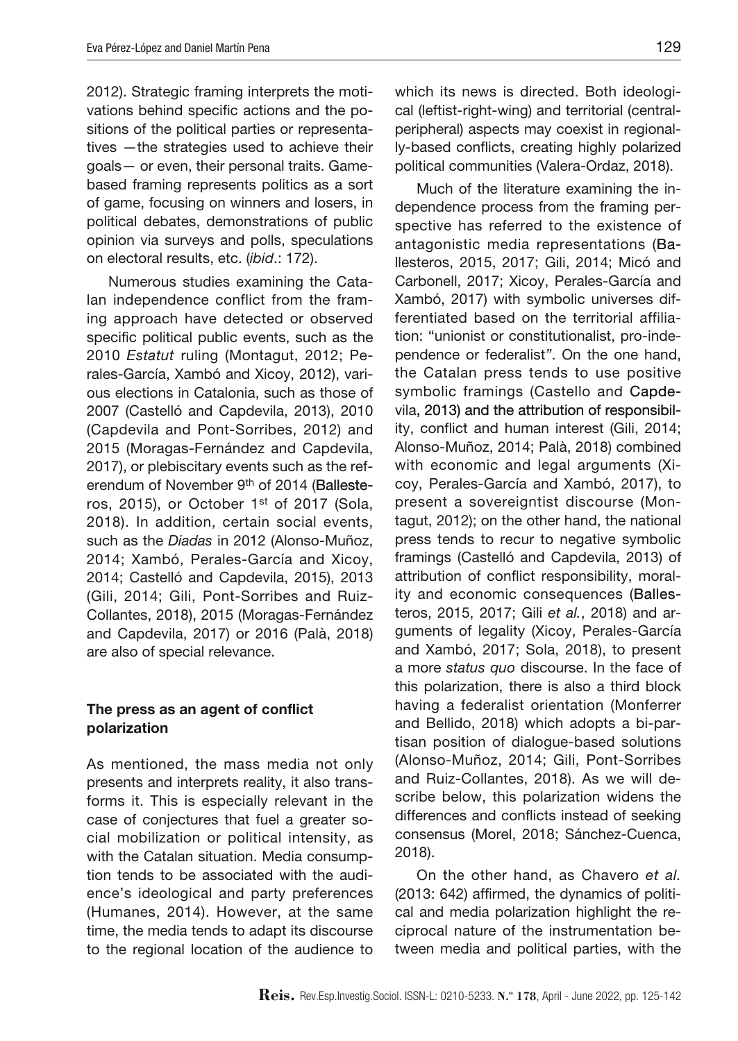2012). Strategic framing interprets the motivations behind specific actions and the positions of the political parties or representatives —the strategies used to achieve their goals— or even, their personal traits. Game-based framing represents politics as a sort of game, focusing on winners and losers, in political debates, demonstrations of public opinion via surveys and polls, speculations on electoral results, etc. (*ibid*.: 172).

Numerous studies examining the Catalan independence conflict from the framing approach have detected or observed specific political public events, such as the 2010 *Estatut* ruling (Montagut, 2012; Perales-García, Xambó and Xicoy, 2012), various elections in Catalonia, such as those of 2007 (Castelló and Capdevila, 2013), 2010 (Capdevila and Pont-Sorribes, 2012) and 2015 (Moragas-Fernández and Capdevila, 2017), or plebiscitary events such as the referendum of November 9th of 2014 (Ballesteros, 2015), or October 1st of 2017 (Sola, 2018). In addition, certain social events, such as the *Diadas* in 2012 (Alonso-Muñoz, 2014; Xambó, Perales-García and Xicoy, 2014; Castelló and Capdevila, 2015), 2013 (Gili, 2014; Gili, Pont-Sorribes and Ruiz-Collantes, 2018), 2015 (Moragas-Fernández and Capdevila, 2017) or 2016 (Palà, 2018) are also of special relevance.

## The press as an agent of conflict polarization

As mentioned, the mass media not only presents and interprets reality, it also transforms it. This is especially relevant in the case of conjectures that fuel a greater social mobilization or political intensity, as with the Catalan situation. Media consumption tends to be associated with the audience's ideological and party preferences (Humanes, 2014). However, at the same time, the media tends to adapt its discourse to the regional location of the audience to which its news is directed. Both ideological (leftist-right-wing) and territorial (central-peripheral) aspects may coexist in regionally-based conflicts, creating highly polarized political communities (Valera-Ordaz, 2018).

Much of the literature examining the independence process from the framing perspective has referred to the existence of antagonistic media representations (Ballesteros, 2015, 2017; Gili, 2014; Micó and Carbonell, 2017; Xicoy, Perales-García and Xambó, 2017) with symbolic universes differentiated based on the territorial affiliation: "unionist or constitutionalist, pro-independence or federalist". On the one hand, the Catalan press tends to use positive symbolic framings (Castello and Capdevila, 2013) and the attribution of responsibility, conflict and human interest (Gili, 2014; Alonso-Muñoz, 2014; Palà, 2018) combined with economic and legal arguments (Xicoy, Perales-García and Xambó, 2017), to present a sovereigntist discourse (Montagut, 2012); on the other hand, the national press tends to recur to negative symbolic framings (Castelló and Capdevila, 2013) of attribution of conflict responsibility, morality and economic consequences (Ballesteros, 2015, 2017; Gili *et al.*, 2018) and arguments of legality (Xicoy, Perales-García and Xambó, 2017; Sola, 2018), to present a more *status quo* discourse. In the face of this polarization, there is also a third block having a federalist orientation (Monferrer and Bellido, 2018) which adopts a bi-partisan position of dialogue-based solutions (Alonso-Muñoz, 2014; Gili, Pont-Sorribes and Ruiz-Collantes, 2018). As we will describe below, this polarization widens the differences and conflicts instead of seeking consensus (Morel, 2018; Sánchez-Cuenca, 2018).

On the other hand, as Chavero *et al.* (2013: 642) affirmed, the dynamics of political and media polarization highlight the reciprocal nature of the instrumentation between media and political parties, with the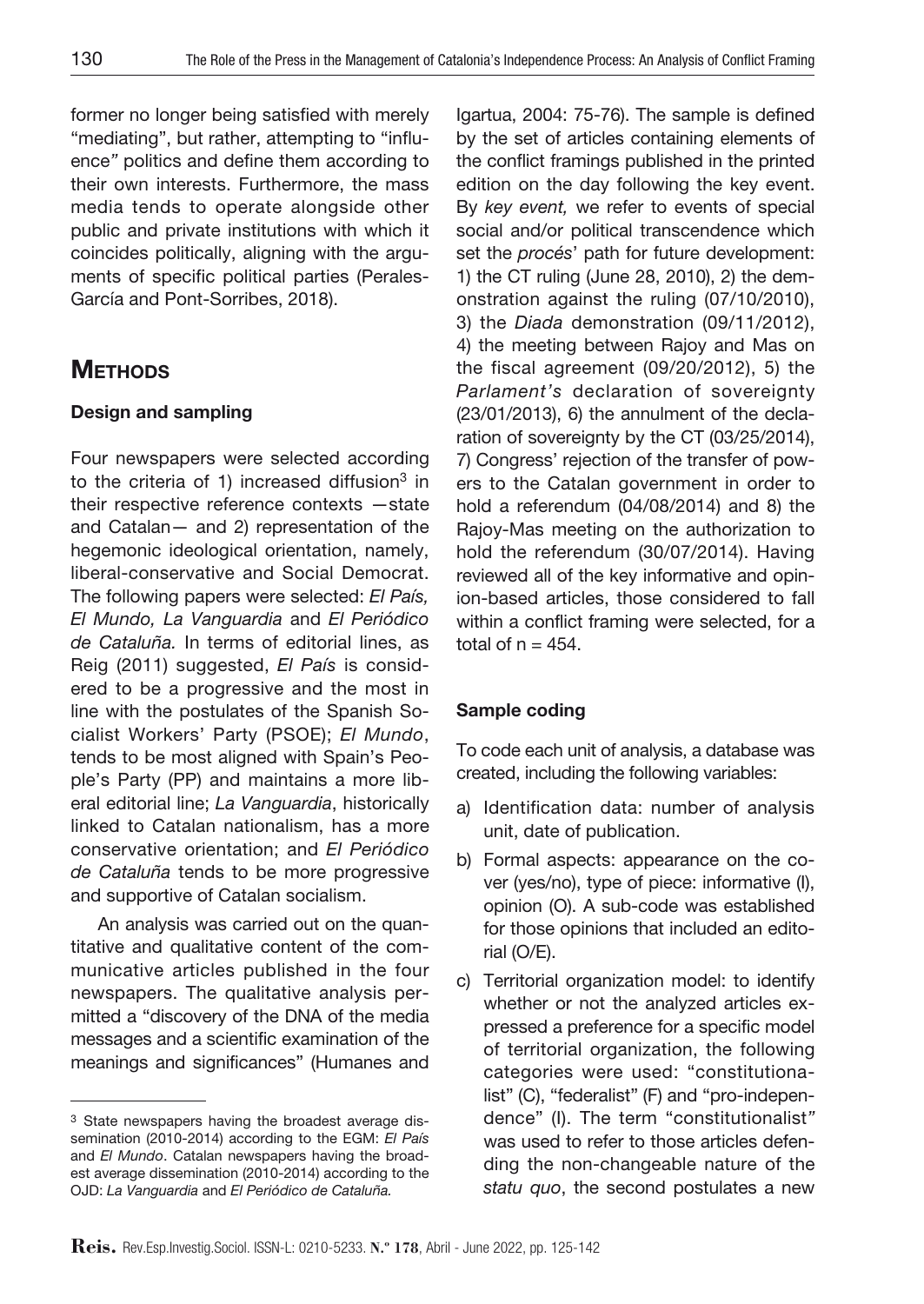former no longer being satisfied with merely "mediating", but rather, attempting to "influence" politics and define them according to their own interests. Furthermore, the mass media tends to operate alongside other public and private institutions with which it coincides politically, aligning with the arguments of specific political parties (Perales-García and Pont-Sorribes, 2018).

## METHODS

### Design and sampling

Four newspapers were selected according to the criteria of 1) increased diffusion[3] in their respective reference contexts —state and Catalan— and 2) representation of the hegemonic ideological orientation, namely, liberal-conservative and Social Democrat. The following papers were selected: *El País, El Mundo, La Vanguardia* and *El Periódico de Cataluña.* In terms of editorial lines, as Reig (2011) suggested, *El País* is considered to be a progressive and the most in line with the postulates of the Spanish Socialist Workers' Party (PSOE); *El Mundo*, tends to be most aligned with Spain's People's Party (PP) and maintains a more liberal editorial line; *La Vanguardia*, historically linked to Catalan nationalism, has a more conservative orientation; and *El Periódico de Cataluña* tends to be more progressive and supportive of Catalan socialism.

An analysis was carried out on the quantitative and qualitative content of the communicative articles published in the four newspapers. The qualitative analysis permitted a "discovery of the DNA of the media messages and a scientific examination of the meanings and significances" (Humanes and Igartua, 2004: 75-76). The sample is defined by the set of articles containing elements of the conflict framings published in the printed edition on the day following the key event. By *key event,* we refer to events of special social and/or political transcendence which set the *procés*' path for future development: 1) the CT ruling (June 28, 2010), 2) the demonstration against the ruling (07/10/2010), 3) the *Diada* demonstration (09/11/2012), 4) the meeting between Rajoy and Mas on the fiscal agreement (09/20/2012), 5) the *Parlament's* declaration of sovereignty (23/01/2013), 6) the annulment of the declaration of sovereignty by the CT (03/25/2014), 7) Congress' rejection of the transfer of powers to the Catalan government in order to hold a referendum (04/08/2014) and 8) the Rajoy-Mas meeting on the authorization to hold the referendum (30/07/2014). Having reviewed all of the key informative and opinion-based articles, those considered to fall within a conflict framing were selected, for a total of n = 454.

### Sample coding

To code each unit of analysis, a database was created, including the following variables:

a) Identification data: number of analysis unit, date of publication.
b) Formal aspects: appearance on the cover (yes/no), type of piece: informative (I), opinion (O). A sub-code was established for those opinions that included an editorial (O/E).
c) Territorial organization model: to identify whether or not the analyzed articles expressed a preference for a specific model of territorial organization, the following categories were used: "constitutionalist" (C), "federalist" (F) and "pro-independence" (I). The term "constitutionalist" was used to refer to those articles defending the non-changeable nature of the *statu quo*, the second postulates a new

[3] State newspapers having the broadest average dissemination (2010-2014) according to the EGM: *El País* and *El Mundo*. Catalan newspapers having the broadest average dissemination (2010-2014) according to the OJD: *La Vanguardia* and *El Periódico de Cataluña.*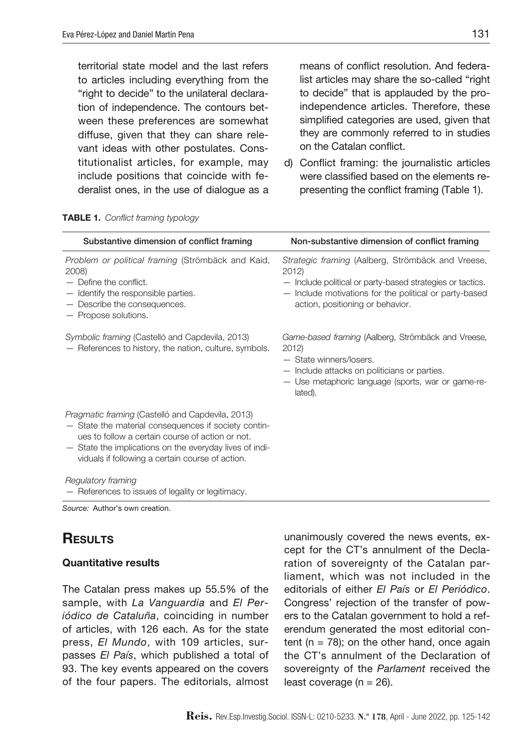territorial state model and the last refers to articles including everything from the "right to decide" to the unilateral declaration of independence. The contours between these preferences are somewhat diffuse, given that they can share relevant ideas with other postulates. Constitutionalist articles, for example, may include positions that coincide with federalist ones, in the use of dialogue as a means of conflict resolution. And federalist articles may share the so-called "right to decide" that is applauded by the pro-independence articles. Therefore, these simplified categories are used, given that they are commonly referred to in studies on the Catalan conflict.

d) Conflict framing: the journalistic articles were classified based on the elements representing the conflict framing (Table 1).

**TABLE 1.** *Conflict framing typology*

| Substantive dimension of conflict framing | Non-substantive dimension of conflict framing |
| --- | --- |
| *Problem or political framing* (Strömbäck and Kaid, 2008)<br>— Define the conflict.<br>— Identify the responsible parties.<br>— Describe the consequences.<br>— Propose solutions. | *Strategic framing* (Aalberg, Strömbäck and Vreese, 2012)<br>— Include political or party-based strategies or tactics.<br>— Include motivations for the political or party-based action, positioning or behavior. |
| *Symbolic framing* (Castelló and Capdevila, 2013)<br>— References to history, the nation, culture, symbols. | *Game-based framing* (Aalberg, Strömbäck and Vreese, 2012)<br>— State winners/losers.<br>— Include attacks on politicians or parties.<br>— Use metaphoric language (sports, war or game-related). |
| *Pragmatic framing* (Castelló and Capdevila, 2013)<br>— State the material consequences if society continues to follow a certain course of action or not.<br>— State the implications on the everyday lives of individuals if following a certain course of action. | |
| *Regulatory framing*<br>— References to issues of legality or legitimacy. | |

*Source:* Author's own creation.

## Results

### Quantitative results

The Catalan press makes up 55.5% of the sample, with *La Vanguardia* and *El Periódico de Cataluña*, coinciding in number of articles, with 126 each. As for the state press, *El Mundo*, with 109 articles, surpasses *El País*, which published a total of 93. The key events appeared on the covers of the four papers. The editorials, almost unanimously covered the news events, except for the CT's annulment of the Declaration of sovereignty of the Catalan parliament, which was not included in the editorials of either *El País* or *El Periódico*. Congress' rejection of the transfer of powers to the Catalan government to hold a referendum generated the most editorial content ($n = 78$); on the other hand, once again the CT's annulment of the Declaration of sovereignty of the *Parlament* received the least coverage ($n = 26$).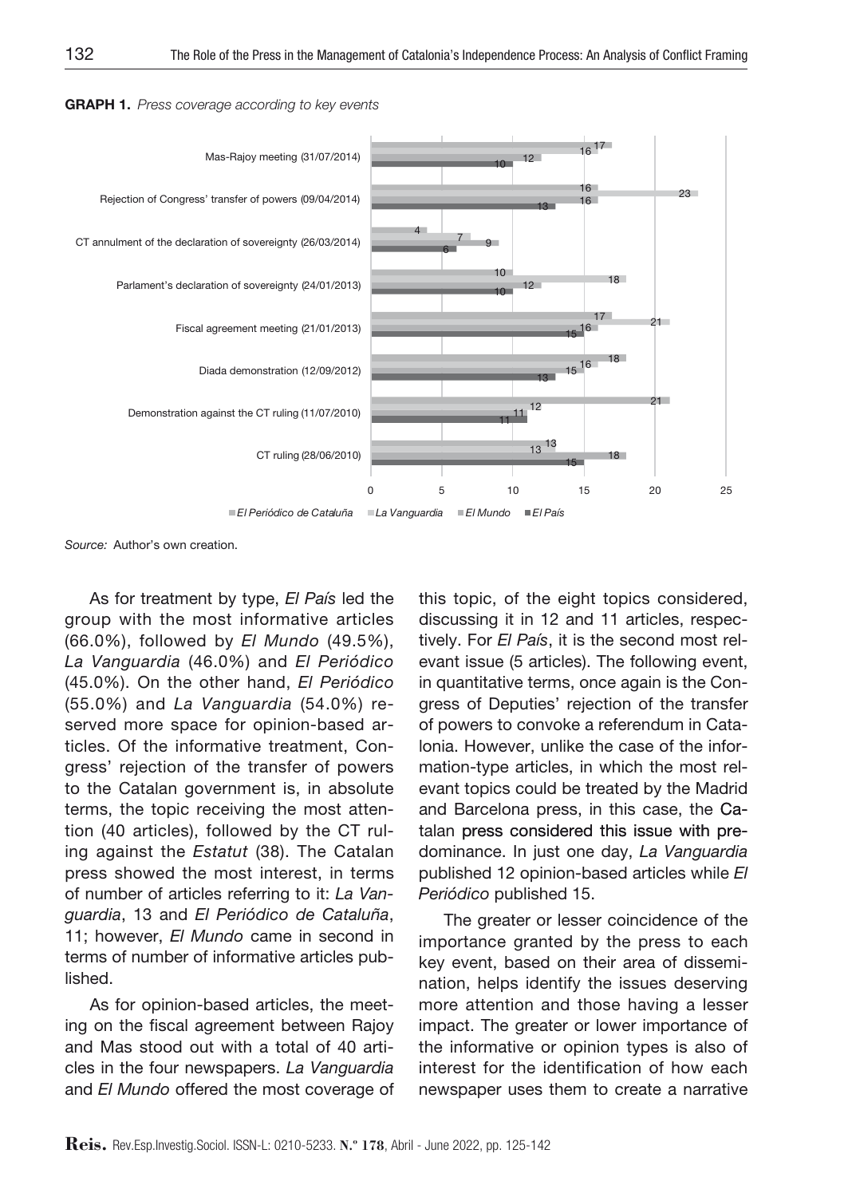**GRAPH 1.** *Press coverage according to key events*

| Key event | *El Periódico de Cataluña* | *La Vanguardia* | *El Mundo* | *El País* |
|---|---|---|---|---|
| Mas-Rajoy meeting (31/07/2014) | 17 | 16 | 12 | 10 |
| Rejection of Congress' transfer of powers (09/04/2014) | 16 | 23 | 16 | 13 |
| CT annulment of the declaration of sovereignty (26/03/2014) | 4 | 7 | 9 | 6 |
| Parlament's declaration of sovereignty (24/01/2013) | 10 | 18 | 12 | 10 |
| Fiscal agreement meeting (21/01/2013) | 17 | 21 | 16 | 15 |
| Diada demonstration (12/09/2012) | 18 | 16 | 15 | 13 |
| Demonstration against the CT ruling (11/07/2010) | 21 | 12 | 11 | 11 |
| CT ruling (28/06/2010) | 13 | 13 | 18 | 15 |

*Source:* Author's own creation.

As for treatment by type, *El País* led the group with the most informative articles (66.0%), followed by *El Mundo* (49.5%), *La Vanguardia* (46.0%) and *El Periódico* (45.0%). On the other hand, *El Periódico* (55.0%) and *La Vanguardia* (54.0%) reserved more space for opinion-based articles. Of the informative treatment, Congress' rejection of the transfer of powers to the Catalan government is, in absolute terms, the topic receiving the most attention (40 articles), followed by the CT ruling against the *Estatut* (38). The Catalan press showed the most interest, in terms of number of articles referring to it: *La Vanguardia*, 13 and *El Periódico de Cataluña*, 11; however, *El Mundo* came in second in terms of number of informative articles published.

As for opinion-based articles, the meeting on the fiscal agreement between Rajoy and Mas stood out with a total of 40 articles in the four newspapers. *La Vanguardia* and *El Mundo* offered the most coverage of this topic, of the eight topics considered, discussing it in 12 and 11 articles, respectively. For *El País*, it is the second most relevant issue (5 articles). The following event, in quantitative terms, once again is the Congress of Deputies' rejection of the transfer of powers to convoke a referendum in Catalonia. However, unlike the case of the information-type articles, in which the most relevant topics could be treated by the Madrid and Barcelona press, in this case, the Catalan press considered this issue with predominance. In just one day, *La Vanguardia* published 12 opinion-based articles while *El Periódico* published 15.

The greater or lesser coincidence of the importance granted by the press to each key event, based on their area of dissemination, helps identify the issues deserving more attention and those having a lesser impact. The greater or lower importance of the informative or opinion types is also of interest for the identification of how each newspaper uses them to create a narrative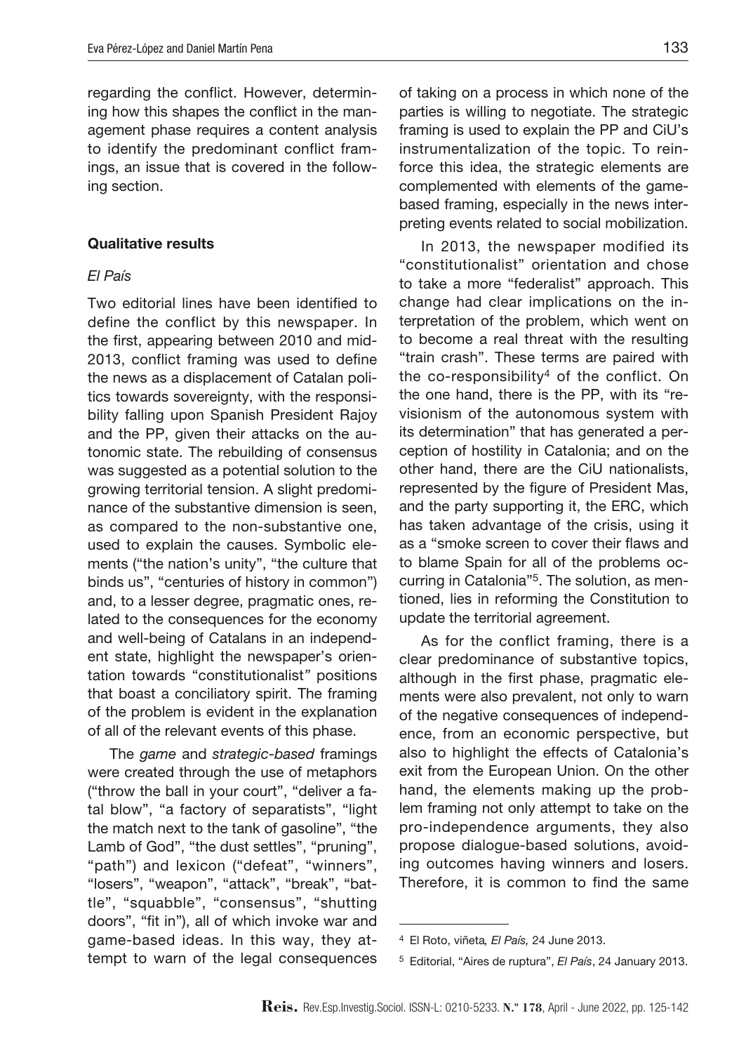regarding the conflict. However, determining how this shapes the conflict in the management phase requires a content analysis to identify the predominant conflict framings, an issue that is covered in the following section.

### Qualitative results

#### *El País*

Two editorial lines have been identified to define the conflict by this newspaper. In the first, appearing between 2010 and mid-2013, conflict framing was used to define the news as a displacement of Catalan politics towards sovereignty, with the responsibility falling upon Spanish President Rajoy and the PP, given their attacks on the autonomic state. The rebuilding of consensus was suggested as a potential solution to the growing territorial tension. A slight predominance of the substantive dimension is seen, as compared to the non-substantive one, used to explain the causes. Symbolic elements ("the nation's unity", "the culture that binds us", "centuries of history in common") and, to a lesser degree, pragmatic ones, related to the consequences for the economy and well-being of Catalans in an independent state, highlight the newspaper's orientation towards "constitutionalist" positions that boast a conciliatory spirit. The framing of the problem is evident in the explanation of all of the relevant events of this phase.

The *game* and *strategic-based* framings were created through the use of metaphors ("throw the ball in your court", "deliver a fatal blow", "a factory of separatists", "light the match next to the tank of gasoline", "the Lamb of God", "the dust settles", "pruning", "path") and lexicon ("defeat", "winners", "losers", "weapon", "attack", "break", "battle", "squabble", "consensus", "shutting doors", "fit in"), all of which invoke war and game-based ideas. In this way, they attempt to warn of the legal consequences of taking on a process in which none of the parties is willing to negotiate. The strategic framing is used to explain the PP and CiU's instrumentalization of the topic. To reinforce this idea, the strategic elements are complemented with elements of the game-based framing, especially in the news interpreting events related to social mobilization.

In 2013, the newspaper modified its "constitutionalist" orientation and chose to take a more "federalist" approach. This change had clear implications on the interpretation of the problem, which went on to become a real threat with the resulting "train crash". These terms are paired with the co-responsibility[4] of the conflict. On the one hand, there is the PP, with its "revisionism of the autonomous system with its determination" that has generated a perception of hostility in Catalonia; and on the other hand, there are the CiU nationalists, represented by the figure of President Mas, and the party supporting it, the ERC, which has taken advantage of the crisis, using it as a "smoke screen to cover their flaws and to blame Spain for all of the problems occurring in Catalonia"[5]. The solution, as mentioned, lies in reforming the Constitution to update the territorial agreement.

As for the conflict framing, there is a clear predominance of substantive topics, although in the first phase, pragmatic elements were also prevalent, not only to warn of the negative consequences of independence, from an economic perspective, but also to highlight the effects of Catalonia's exit from the European Union. On the other hand, the elements making up the problem framing not only attempt to take on the pro-independence arguments, they also propose dialogue-based solutions, avoiding outcomes having winners and losers. Therefore, it is common to find the same

---

[4] El Roto, viñeta*, El País,* 24 June 2013.

[5] Editorial, "Aires de ruptura", *El País*, 24 January 2013.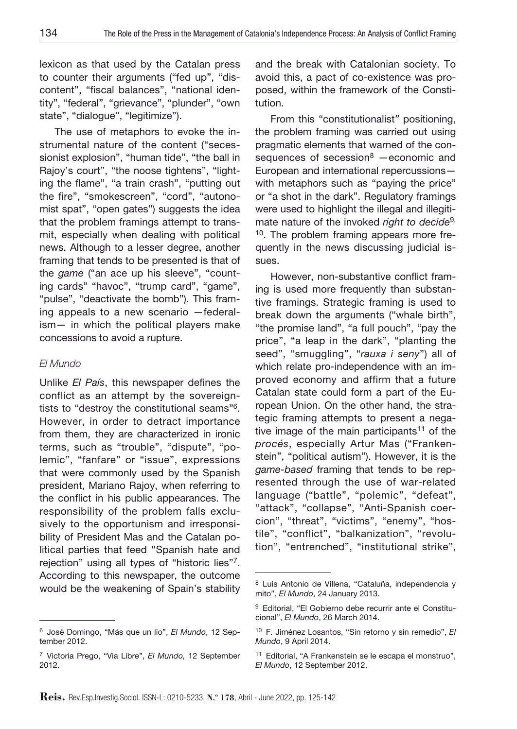lexicon as that used by the Catalan press to counter their arguments ("fed up", "discontent", "fiscal balances", "national identity", "federal", "grievance", "plunder", "own state", "dialogue", "legitimize").

The use of metaphors to evoke the instrumental nature of the content ("secessionist explosion", "human tide", "the ball in Rajoy's court", "the noose tightens", "lighting the flame", "a train crash", "putting out the fire", "smokescreen", "cord", "autonomist spat", "open gates") suggests the idea that the problem framings attempt to transmit, especially when dealing with political news. Although to a lesser degree, another framing that tends to be presented is that of the *game* ("an ace up his sleeve", "counting cards" "havoc", "trump card", "game", "pulse", "deactivate the bomb"). This framing appeals to a new scenario —federalism— in which the political players make concessions to avoid a rupture.

### *El Mundo*

Unlike *El País*, this newspaper defines the conflict as an attempt by the sovereigntists to "destroy the constitutional seams"[6]. However, in order to detract importance from them, they are characterized in ironic terms, such as "trouble", "dispute", "polemic", "fanfare" or "issue", expressions that were commonly used by the Spanish president, Mariano Rajoy, when referring to the conflict in his public appearances. The responsibility of the problem falls exclusively to the opportunism and irresponsibility of President Mas and the Catalan political parties that feed "Spanish hate and rejection" using all types of "historic lies"[7]. According to this newspaper, the outcome would be the weakening of Spain's stability and the break with Catalonian society. To avoid this, a pact of co-existence was proposed, within the framework of the Constitution.

From this "constitutionalist" positioning, the problem framing was carried out using pragmatic elements that warned of the consequences of secession[8] —economic and European and international repercussions— with metaphors such as "paying the price" or "a shot in the dark". Regulatory framings were used to highlight the illegal and illegitimate nature of the invoked *right to decide*[9, 10]. The problem framing appears more frequently in the news discussing judicial issues.

However, non-substantive conflict framing is used more frequently than substantive framings. Strategic framing is used to break down the arguments ("whale birth", "the promise land", "a full pouch", "pay the price", "a leap in the dark", "planting the seed", "smuggling", "*rauxa i seny*") all of which relate pro-independence with an improved economy and affirm that a future Catalan state could form a part of the European Union. On the other hand, the strategic framing attempts to present a negative image of the main participants[11] of the *procés*, especially Artur Mas ("Frankenstein", "political autism"). However, it is the *game-based* framing that tends to be represented through the use of war-related language ("battle", "polemic", "defeat", "attack", "collapse", "Anti-Spanish coercion", "threat", "victims", "enemy", "hostile", "conflict", "balkanization", "revolution", "entrenched", "institutional strike",

---

[6] José Domingo, "Más que un lío", *El Mundo*, 12 September 2012.

[7] Victoria Prego, "Vía Libre", *El Mundo,* 12 September 2012.

[8] Luis Antonio de Villena, "Cataluña, independencia y mito", *El Mundo*, 24 January 2013.

[9] Editorial, "El Gobierno debe recurrir ante el Constitucional", *El Mundo*, 26 March 2014.

[10] F. Jiménez Losantos, "Sin retorno y sin remedio", *El Mundo*, 9 April 2014.

[11] Editorial, "A Frankenstein se le escapa el monstruo", *El Mundo*, 12 September 2012.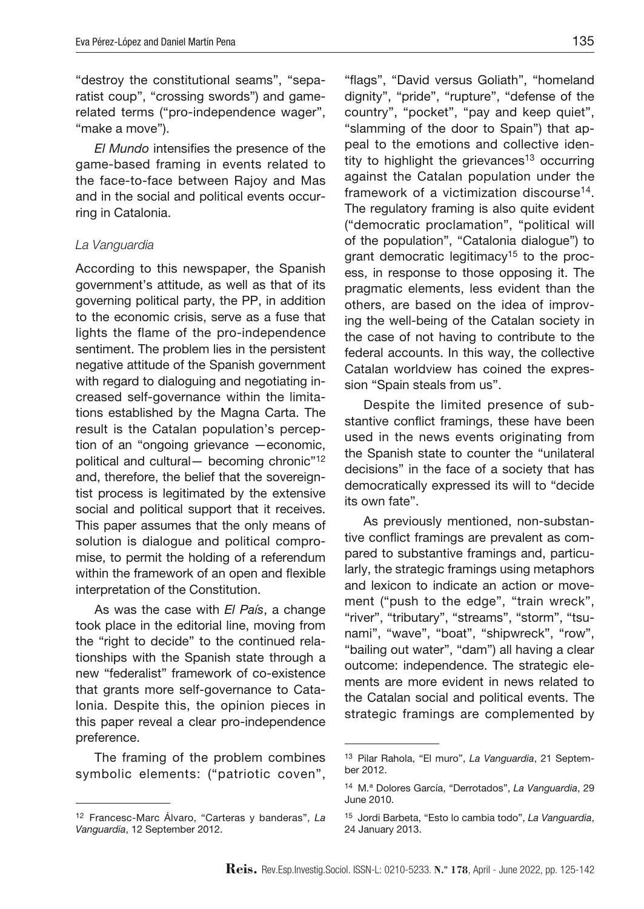"destroy the constitutional seams", "separatist coup", "crossing swords") and game-related terms ("pro-independence wager", "make a move").

*El Mundo* intensifies the presence of the game-based framing in events related to the face-to-face between Rajoy and Mas and in the social and political events occurring in Catalonia.

### *La Vanguardia*

According to this newspaper, the Spanish government's attitude, as well as that of its governing political party, the PP, in addition to the economic crisis, serve as a fuse that lights the flame of the pro-independence sentiment. The problem lies in the persistent negative attitude of the Spanish government with regard to dialoguing and negotiating increased self-governance within the limitations established by the Magna Carta. The result is the Catalan population's perception of an "ongoing grievance —economic, political and cultural— becoming chronic"[12] and, therefore, the belief that the sovereigntist process is legitimated by the extensive social and political support that it receives. This paper assumes that the only means of solution is dialogue and political compromise, to permit the holding of a referendum within the framework of an open and flexible interpretation of the Constitution.

As was the case with *El País*, a change took place in the editorial line, moving from the "right to decide" to the continued relationships with the Spanish state through a new "federalist" framework of co-existence that grants more self-governance to Catalonia. Despite this, the opinion pieces in this paper reveal a clear pro-independence preference.

The framing of the problem combines symbolic elements: ("patriotic coven", "flags", "David versus Goliath", "homeland dignity", "pride", "rupture", "defense of the country", "pocket", "pay and keep quiet", "slamming of the door to Spain") that appeal to the emotions and collective identity to highlight the grievances[13] occurring against the Catalan population under the framework of a victimization discourse[14]. The regulatory framing is also quite evident ("democratic proclamation", "political will of the population", "Catalonia dialogue") to grant democratic legitimacy[15] to the process, in response to those opposing it. The pragmatic elements, less evident than the others, are based on the idea of improving the well-being of the Catalan society in the case of not having to contribute to the federal accounts. In this way, the collective Catalan worldview has coined the expression "Spain steals from us".

Despite the limited presence of substantive conflict framings, these have been used in the news events originating from the Spanish state to counter the "unilateral decisions" in the face of a society that has democratically expressed its will to "decide its own fate".

As previously mentioned, non-substantive conflict framings are prevalent as compared to substantive framings and, particularly, the strategic framings using metaphors and lexicon to indicate an action or movement ("push to the edge", "train wreck", "river", "tributary", "streams", "storm", "tsunami", "wave", "boat", "shipwreck", "row", "bailing out water", "dam") all having a clear outcome: independence. The strategic elements are more evident in news related to the Catalan social and political events. The strategic framings are complemented by

---

[12] Francesc-Marc Álvaro, "Carteras y banderas", *La Vanguardia*, 12 September 2012.

[13] Pilar Rahola, "El muro", *La Vanguardia*, 21 September 2012.

[14] M.ª Dolores García, "Derrotados", *La Vanguardia*, 29 June 2010.

[15] Jordi Barbeta, "Esto lo cambia todo", *La Vanguardia*, 24 January 2013.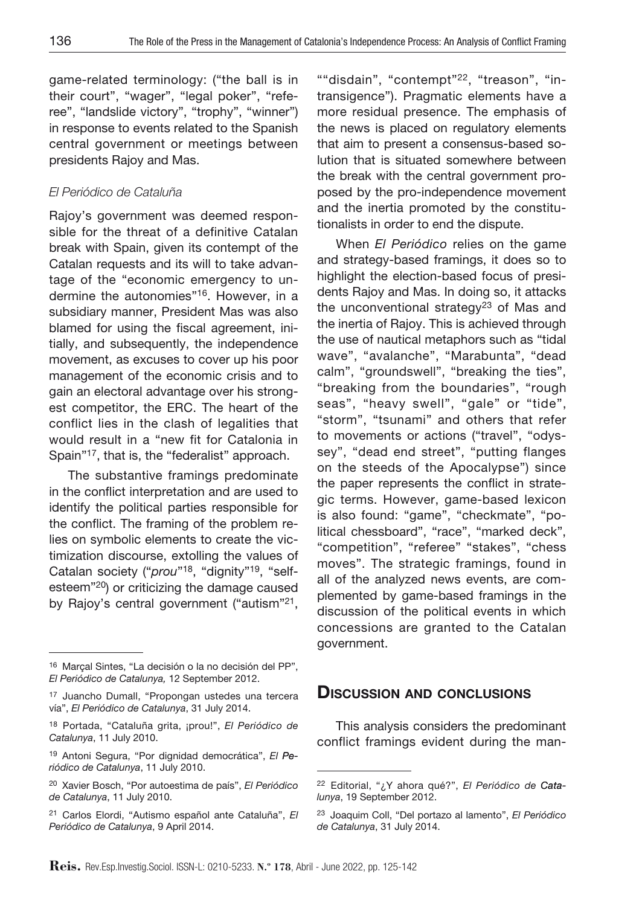game-related terminology: ("the ball is in their court", "wager", "legal poker", "referee", "landslide victory", "trophy", "winner") in response to events related to the Spanish central government or meetings between presidents Rajoy and Mas.

### *El Periódico de Cataluña*

Rajoy's government was deemed responsible for the threat of a definitive Catalan break with Spain, given its contempt of the Catalan requests and its will to take advantage of the "economic emergency to undermine the autonomies"[16]. However, in a subsidiary manner, President Mas was also blamed for using the fiscal agreement, initially, and subsequently, the independence movement, as excuses to cover up his poor management of the economic crisis and to gain an electoral advantage over his strongest competitor, the ERC. The heart of the conflict lies in the clash of legalities that would result in a "new fit for Catalonia in Spain"[17], that is, the "federalist" approach.

The substantive framings predominate in the conflict interpretation and are used to identify the political parties responsible for the conflict. The framing of the problem relies on symbolic elements to create the victimization discourse, extolling the values of Catalan society ("*prou*"[18], "dignity"[19], "self-esteem"[20]) or criticizing the damage caused by Rajoy's central government ("autism"[21], ""disdain", "contempt"[22], "treason", "intransigence"). Pragmatic elements have a more residual presence. The emphasis of the news is placed on regulatory elements that aim to present a consensus-based solution that is situated somewhere between the break with the central government proposed by the pro-independence movement and the inertia promoted by the constitutionalists in order to end the dispute.

When *El Periódico* relies on the game and strategy-based framings, it does so to highlight the election-based focus of presidents Rajoy and Mas. In doing so, it attacks the unconventional strategy[23] of Mas and the inertia of Rajoy. This is achieved through the use of nautical metaphors such as "tidal wave", "avalanche", "Marabunta", "dead calm", "groundswell", "breaking the ties", "breaking from the boundaries", "rough seas", "heavy swell", "gale" or "tide", "storm", "tsunami" and others that refer to movements or actions ("travel", "odyssey", "dead end street", "putting flanges on the steeds of the Apocalypse") since the paper represents the conflict in strategic terms. However, game-based lexicon is also found: "game", "checkmate", "political chessboard", "race", "marked deck", "competition", "referee" "stakes", "chess moves". The strategic framings, found in all of the analyzed news events, are complemented by game-based framings in the discussion of the political events in which concessions are granted to the Catalan government.

## Discussion and conclusions

This analysis considers the predominant conflict framings evident during the man-

---

[16] Marçal Sintes, "La decisión o la no decisión del PP", *El Periódico de Catalunya,* 12 September 2012.

[17] Juancho Dumall, "Propongan ustedes una tercera vía", *El Periódico de Catalunya*, 31 July 2014.

[18] Portada, "Cataluña grita, ¡prou!", *El Periódico de Catalunya*, 11 July 2010.

[19] Antoni Segura, "Por dignidad democrática", *El Periódico de Catalunya*, 11 July 2010.

[20] Xavier Bosch, "Por autoestima de país", *El Periódico de Catalunya*, 11 July 2010.

[21] Carlos Elordi, "Autismo español ante Cataluña", *El Periódico de Catalunya*, 9 April 2014.

[22] Editorial, "¿Y ahora qué?", *El Periódico de Catalunya*, 19 September 2012.

[23] Joaquim Coll, "Del portazo al lamento", *El Periódico de Catalunya*, 31 July 2014.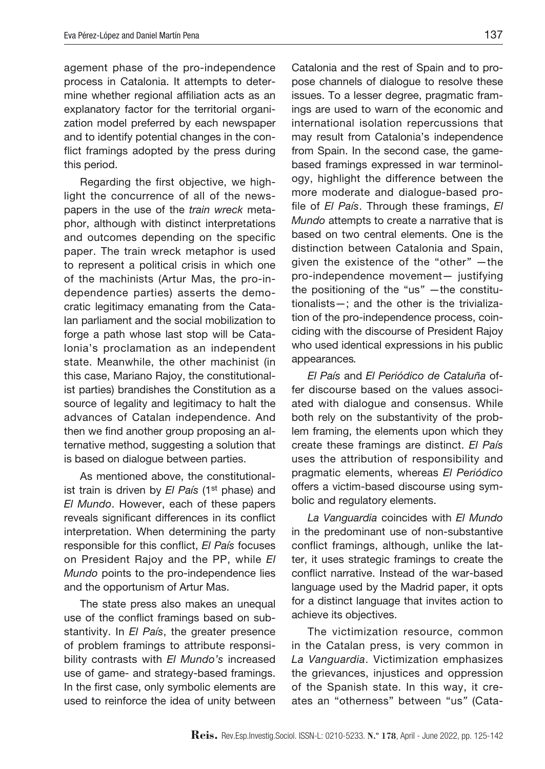agement phase of the pro-independence process in Catalonia. It attempts to determine whether regional affiliation acts as an explanatory factor for the territorial organization model preferred by each newspaper and to identify potential changes in the conflict framings adopted by the press during this period.

Regarding the first objective, we highlight the concurrence of all of the newspapers in the use of the *train wreck* metaphor, although with distinct interpretations and outcomes depending on the specific paper. The train wreck metaphor is used to represent a political crisis in which one of the machinists (Artur Mas, the pro-independence parties) asserts the democratic legitimacy emanating from the Catalan parliament and the social mobilization to forge a path whose last stop will be Catalonia's proclamation as an independent state. Meanwhile, the other machinist (in this case, Mariano Rajoy, the constitutionalist parties) brandishes the Constitution as a source of legality and legitimacy to halt the advances of Catalan independence. And then we find another group proposing an alternative method, suggesting a solution that is based on dialogue between parties.

As mentioned above, the constitutionalist train is driven by *El País* (1st phase) and *El Mundo*. However, each of these papers reveals significant differences in its conflict interpretation. When determining the party responsible for this conflict, *El País* focuses on President Rajoy and the PP, while *El Mundo* points to the pro-independence lies and the opportunism of Artur Mas.

The state press also makes an unequal use of the conflict framings based on substantivity. In *El País*, the greater presence of problem framings to attribute responsibility contrasts with *El Mundo's* increased use of game- and strategy-based framings. In the first case, only symbolic elements are used to reinforce the idea of unity between Catalonia and the rest of Spain and to propose channels of dialogue to resolve these issues. To a lesser degree, pragmatic framings are used to warn of the economic and international isolation repercussions that may result from Catalonia's independence from Spain. In the second case, the game-based framings expressed in war terminology, highlight the difference between the more moderate and dialogue-based profile of *El País*. Through these framings, *El Mundo* attempts to create a narrative that is based on two central elements. One is the distinction between Catalonia and Spain, given the existence of the "other" —the pro-independence movement— justifying the positioning of the "us" —the constitutionalists—; and the other is the trivialization of the pro-independence process, coinciding with the discourse of President Rajoy who used identical expressions in his public appearances.

*El País* and *El Periódico de Cataluña* offer discourse based on the values associated with dialogue and consensus. While both rely on the substantivity of the problem framing, the elements upon which they create these framings are distinct. *El País* uses the attribution of responsibility and pragmatic elements, whereas *El Periódico* offers a victim-based discourse using symbolic and regulatory elements.

*La Vanguardia* coincides with *El Mundo* in the predominant use of non-substantive conflict framings, although, unlike the latter, it uses strategic framings to create the conflict narrative. Instead of the war-based language used by the Madrid paper, it opts for a distinct language that invites action to achieve its objectives.

The victimization resource, common in the Catalan press, is very common in *La Vanguardia*. Victimization emphasizes the grievances, injustices and oppression of the Spanish state. In this way, it creates an "otherness" between "us" (Cata-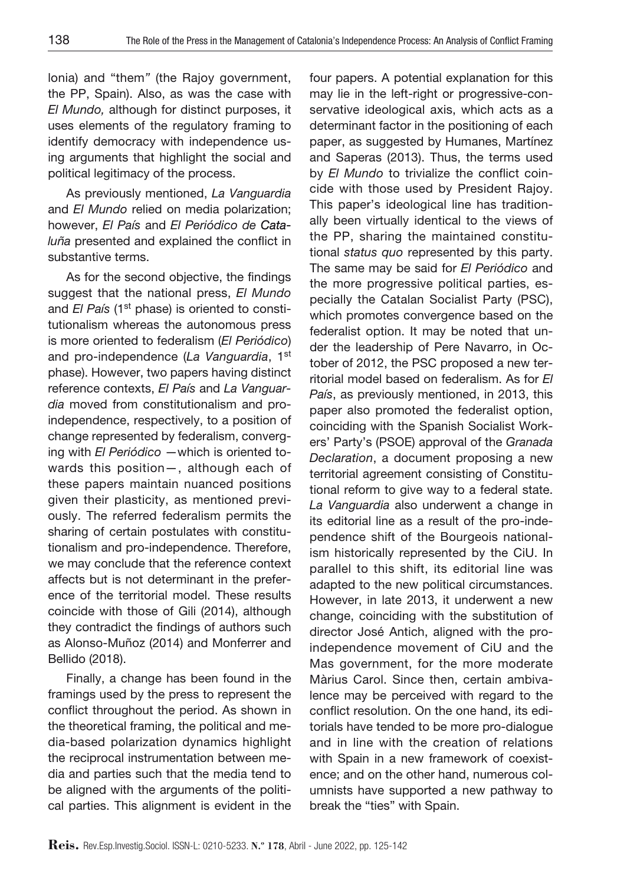lonia) and "them" (the Rajoy government, the PP, Spain). Also, as was the case with *El Mundo,* although for distinct purposes, it uses elements of the regulatory framing to identify democracy with independence using arguments that highlight the social and political legitimacy of the process.

As previously mentioned, *La Vanguardia* and *El Mundo* relied on media polarization; however, *El País* and *El Periódico de Cataluña* presented and explained the conflict in substantive terms.

As for the second objective, the findings suggest that the national press, *El Mundo* and *El País* (1st phase) is oriented to constitutionalism whereas the autonomous press is more oriented to federalism (*El Periódico*) and pro-independence (*La Vanguardia*, 1st phase). However, two papers having distinct reference contexts, *El País* and *La Vanguardia* moved from constitutionalism and pro-independence, respectively, to a position of change represented by federalism, converging with *El Periódico* —which is oriented towards this position—, although each of these papers maintain nuanced positions given their plasticity, as mentioned previously. The referred federalism permits the sharing of certain postulates with constitutionalism and pro-independence. Therefore, we may conclude that the reference context affects but is not determinant in the preference of the territorial model. These results coincide with those of Gili (2014), although they contradict the findings of authors such as Alonso-Muñoz (2014) and Monferrer and Bellido (2018).

Finally, a change has been found in the framings used by the press to represent the conflict throughout the period. As shown in the theoretical framing, the political and media-based polarization dynamics highlight the reciprocal instrumentation between media and parties such that the media tend to be aligned with the arguments of the political parties. This alignment is evident in the four papers. A potential explanation for this may lie in the left-right or progressive-conservative ideological axis, which acts as a determinant factor in the positioning of each paper, as suggested by Humanes, Martínez and Saperas (2013). Thus, the terms used by *El Mundo* to trivialize the conflict coincide with those used by President Rajoy. This paper's ideological line has traditionally been virtually identical to the views of the PP, sharing the maintained constitutional *status quo* represented by this party. The same may be said for *El Periódico* and the more progressive political parties, especially the Catalan Socialist Party (PSC), which promotes convergence based on the federalist option. It may be noted that under the leadership of Pere Navarro, in October of 2012, the PSC proposed a new territorial model based on federalism. As for *El País*, as previously mentioned, in 2013, this paper also promoted the federalist option, coinciding with the Spanish Socialist Workers' Party's (PSOE) approval of the *Granada Declaration*, a document proposing a new territorial agreement consisting of Constitutional reform to give way to a federal state. *La Vanguardia* also underwent a change in its editorial line as a result of the pro-independence shift of the Bourgeois nationalism historically represented by the CiU. In parallel to this shift, its editorial line was adapted to the new political circumstances. However, in late 2013, it underwent a new change, coinciding with the substitution of director José Antich, aligned with the pro-independence movement of CiU and the Mas government, for the more moderate Màrius Carol. Since then, certain ambivalence may be perceived with regard to the conflict resolution. On the one hand, its editorials have tended to be more pro-dialogue and in line with the creation of relations with Spain in a new framework of coexistence; and on the other hand, numerous columnists have supported a new pathway to break the "ties" with Spain.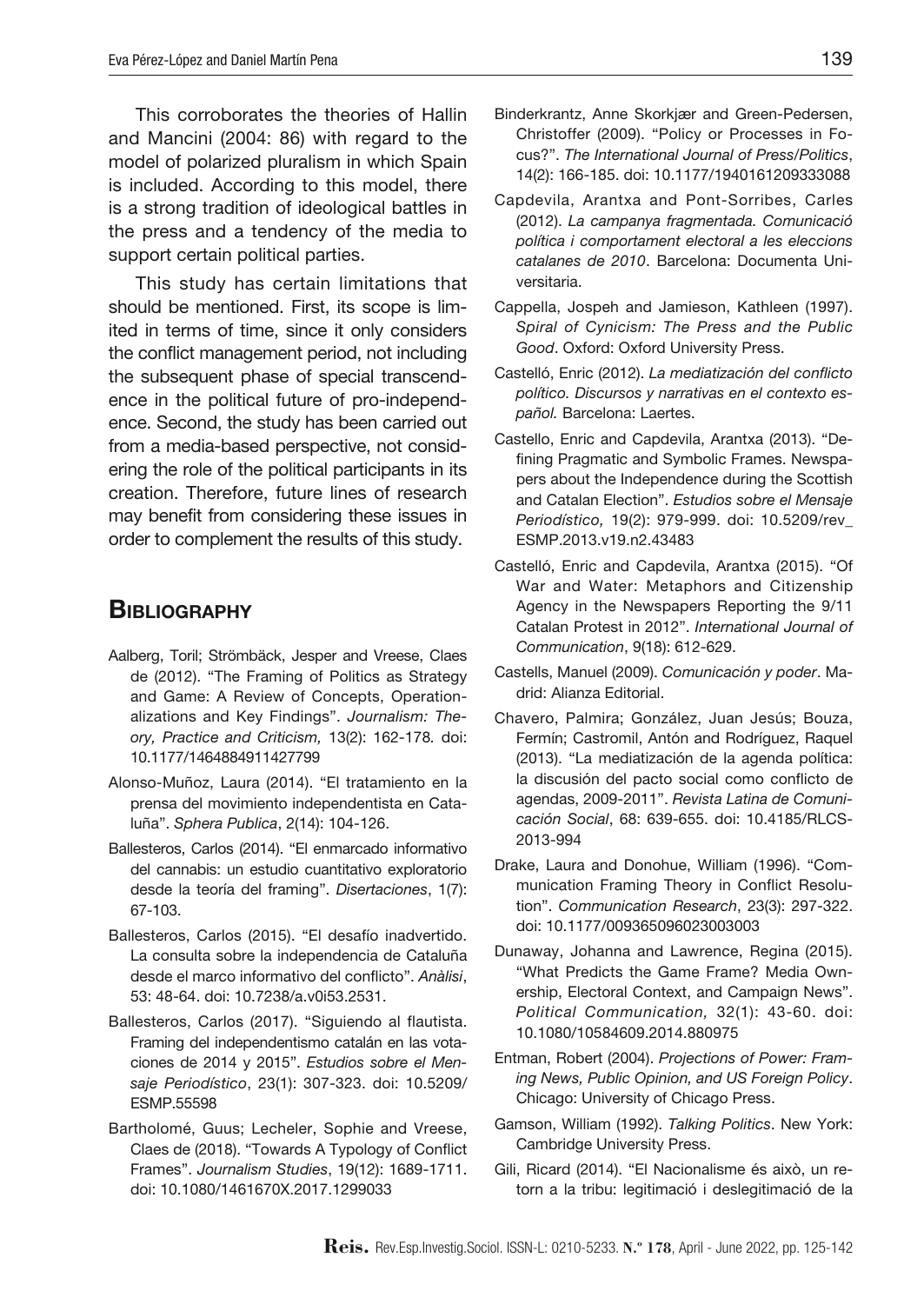This corroborates the theories of Hallin and Mancini (2004: 86) with regard to the model of polarized pluralism in which Spain is included. According to this model, there is a strong tradition of ideological battles in the press and a tendency of the media to support certain political parties.

This study has certain limitations that should be mentioned. First, its scope is limited in terms of time, since it only considers the conflict management period, not including the subsequent phase of special transcendence in the political future of pro-independence. Second, the study has been carried out from a media-based perspective, not considering the role of the political participants in its creation. Therefore, future lines of research may benefit from considering these issues in order to complement the results of this study.

## Bibliography

Aalberg, Toril; Strömbäck, Jesper and Vreese, Claes de (2012). "The Framing of Politics as Strategy and Game: A Review of Concepts, Operationalizations and Key Findings". *Journalism: Theory, Practice and Criticism,* 13(2): 162-178. doi: 10.1177/1464884911427799

Alonso-Muñoz, Laura (2014). "El tratamiento en la prensa del movimiento independentista en Cataluña". *Sphera Publica*, 2(14): 104-126.

Ballesteros, Carlos (2014). "El enmarcado informativo del cannabis: un estudio cuantitativo exploratorio desde la teoría del framing". *Disertaciones*, 1(7): 67-103.

Ballesteros, Carlos (2015). "El desafío inadvertido. La consulta sobre la independencia de Cataluña desde el marco informativo del conflicto". *Anàlisi*, 53: 48-64. doi: 10.7238/a.v0i53.2531.

Ballesteros, Carlos (2017). "Siguiendo al flautista. Framing del independentismo catalán en las votaciones de 2014 y 2015". *Estudios sobre el Mensaje Periodístico*, 23(1): 307-323. doi: 10.5209/ESMP.55598

Bartholomé, Guus; Lecheler, Sophie and Vreese, Claes de (2018). "Towards A Typology of Conflict Frames". *Journalism Studies*, 19(12): 1689-1711. doi: 10.1080/1461670X.2017.1299033

Binderkrantz, Anne Skorkjær and Green-Pedersen, Christoffer (2009). "Policy or Processes in Focus?". *The International Journal of Press/Politics*, 14(2): 166-185. doi: 10.1177/1940161209333088

Capdevila, Arantxa and Pont-Sorribes, Carles (2012). *La campanya fragmentada. Comunicació política i comportament electoral a les eleccions catalanes de 2010*. Barcelona: Documenta Universitaria.

Cappella, Jospeh and Jamieson, Kathleen (1997). *Spiral of Cynicism: The Press and the Public Good*. Oxford: Oxford University Press.

Castelló, Enric (2012). *La mediatización del conflicto político. Discursos y narrativas en el contexto español.* Barcelona: Laertes.

Castello, Enric and Capdevila, Arantxa (2013). "Defining Pragmatic and Symbolic Frames. Newspapers about the Independence during the Scottish and Catalan Election". *Estudios sobre el Mensaje Periodístico,* 19(2): 979-999. doi: 10.5209/rev_ESMP.2013.v19.n2.43483

Castelló, Enric and Capdevila, Arantxa (2015). "Of War and Water: Metaphors and Citizenship Agency in the Newspapers Reporting the 9/11 Catalan Protest in 2012". *International Journal of Communication*, 9(18): 612-629.

Castells, Manuel (2009). *Comunicación y poder*. Madrid: Alianza Editorial.

Chavero, Palmira; González, Juan Jesús; Bouza, Fermín; Castromil, Antón and Rodríguez, Raquel (2013). "La mediatización de la agenda política: la discusión del pacto social como conflicto de agendas, 2009-2011". *Revista Latina de Comunicación Social*, 68: 639-655. doi: 10.4185/RLCS-2013-994

Drake, Laura and Donohue, William (1996). "Communication Framing Theory in Conflict Resolution". *Communication Research*, 23(3): 297-322. doi: 10.1177/009365096023003003

Dunaway, Johanna and Lawrence, Regina (2015). "What Predicts the Game Frame? Media Ownership, Electoral Context, and Campaign News". *Political Communication,* 32(1): 43-60. doi: 10.1080/10584609.2014.880975

Entman, Robert (2004). *Projections of Power: Framing News, Public Opinion, and US Foreign Policy*. Chicago: University of Chicago Press.

Gamson, William (1992). *Talking Politics*. New York: Cambridge University Press.

Gili, Ricard (2014). "El Nacionalisme és això, un retorn a la tribu: legitimació i deslegitimació de la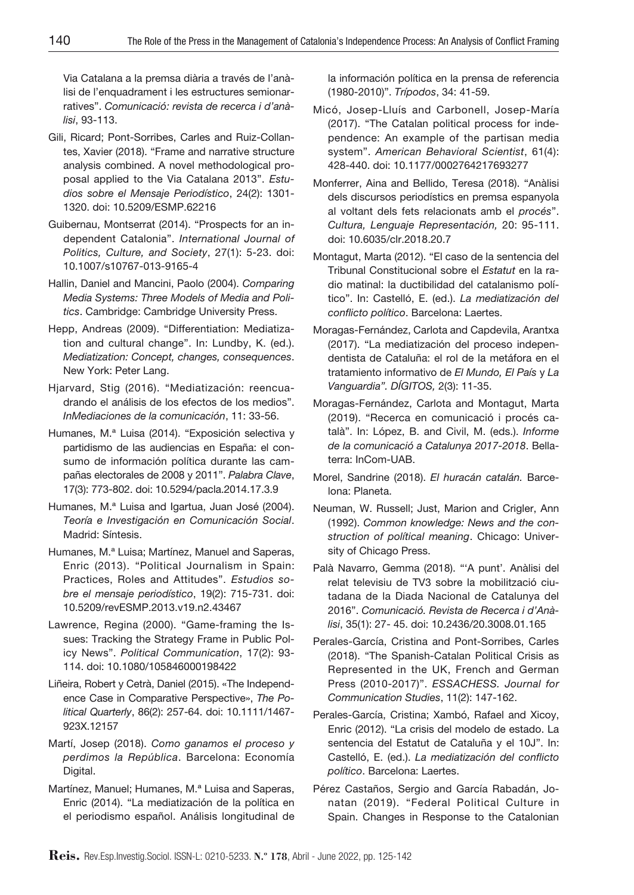Via Catalana a la premsa diària a través de l'anàlisi de l'enquadrament i les estructures semionarratives". *Comunicació: revista de recerca i d'anàlisi*, 93-113.

Gili, Ricard; Pont-Sorribes, Carles and Ruiz-Collantes, Xavier (2018). "Frame and narrative structure analysis combined. A novel methodological proposal applied to the Via Catalana 2013". *Estudios sobre el Mensaje Periodístico*, 24(2): 1301-1320. doi: 10.5209/ESMP.62216

Guibernau, Montserrat (2014). "Prospects for an independent Catalonia". *International Journal of Politics, Culture, and Society*, 27(1): 5-23. doi: 10.1007/s10767-013-9165-4

Hallin, Daniel and Mancini, Paolo (2004). *Comparing Media Systems: Three Models of Media and Politics*. Cambridge: Cambridge University Press.

Hepp, Andreas (2009). "Differentiation: Mediatization and cultural change". In: Lundby, K. (ed.). *Mediatization: Concept, changes, consequences*. New York: Peter Lang.

Hjarvard, Stig (2016). "Mediatización: reencuadrando el análisis de los efectos de los medios". *InMediaciones de la comunicación*, 11: 33-56.

Humanes, M.ª Luisa (2014). "Exposición selectiva y partidismo de las audiencias en España: el consumo de información política durante las campañas electorales de 2008 y 2011". *Palabra Clave*, 17(3): 773-802. doi: 10.5294/pacla.2014.17.3.9

Humanes, M.ª Luisa and Igartua, Juan José (2004). *Teoría e Investigación en Comunicación Social*. Madrid: Síntesis.

Humanes, M.ª Luisa; Martínez, Manuel and Saperas, Enric (2013). "Political Journalism in Spain: Practices, Roles and Attitudes". *Estudios sobre el mensaje periodístico*, 19(2): 715-731. doi: 10.5209/revESMP.2013.v19.n2.43467

Lawrence, Regina (2000). "Game-framing the Issues: Tracking the Strategy Frame in Public Policy News". *Political Communication*, 17(2): 93-114. doi: 10.1080/105846000198422

Liñeira, Robert y Cetrà, Daniel (2015). «The Independence Case in Comparative Perspective», *The Political Quarterly*, 86(2): 257-64. doi: 10.1111/1467-923X.12157

Martí, Josep (2018). *Como ganamos el proceso y perdimos la República*. Barcelona: Economía Digital.

Martínez, Manuel; Humanes, M.ª Luisa and Saperas, Enric (2014). "La mediatización de la política en el periodismo español. Análisis longitudinal de la información política en la prensa de referencia (1980-2010)". *Trípodos*, 34: 41-59.

Micó, Josep-Lluís and Carbonell, Josep-María (2017). "The Catalan political process for independence: An example of the partisan media system". *American Behavioral Scientist*, 61(4): 428-440. doi: 10.1177/0002764217693277

Monferrer, Aina and Bellido, Teresa (2018). "Anàlisi dels discursos periodístics en premsa espanyola al voltant dels fets relacionats amb el *procés*". *Cultura, Lenguaje Representación,* 20: 95-111. doi: 10.6035/clr.2018.20.7

Montagut, Marta (2012). "El caso de la sentencia del Tribunal Constitucional sobre el *Estatut* en la radio matinal: la ductibilidad del catalanismo político". In: Castelló, E. (ed.). *La mediatización del conflicto político*. Barcelona: Laertes.

Moragas-Fernández, Carlota and Capdevila, Arantxa (2017). "La mediatización del proceso independentista de Cataluña: el rol de la metáfora en el tratamiento informativo de *El Mundo, El País* y *La Vanguardia*". *DÍGITOS,* 2(3): 11-35.

Moragas-Fernández, Carlota and Montagut, Marta (2019). "Recerca en comunicació i procés català". In: López, B. and Civil, M. (eds.). *Informe de la comunicació a Catalunya 2017-2018*. Bellaterra: InCom-UAB.

Morel, Sandrine (2018). *El huracán catalán.* Barcelona: Planeta.

Neuman, W. Russell; Just, Marion and Crigler, Ann (1992). *Common knowledge: News and the construction of political meaning*. Chicago: University of Chicago Press.

Palà Navarro, Gemma (2018). "'A punt'. Anàlisi del relat televisiu de TV3 sobre la mobilització ciutadana de la Diada Nacional de Catalunya del 2016". *Comunicació. Revista de Recerca i d'Anàlisi*, 35(1): 27- 45. doi: 10.2436/20.3008.01.165

Perales-García, Cristina and Pont-Sorribes, Carles (2018). "The Spanish-Catalan Political Crisis as Represented in the UK, French and German Press (2010-2017)". *ESSACHESS. Journal for Communication Studies*, 11(2): 147-162.

Perales-García, Cristina; Xambó, Rafael and Xicoy, Enric (2012). "La crisis del modelo de estado. La sentencia del Estatut de Cataluña y el 10J". In: Castelló, E. (ed.). *La mediatización del conflicto político*. Barcelona: Laertes.

Pérez Castaños, Sergio and García Rabadán, Jonatan (2019). "Federal Political Culture in Spain. Changes in Response to the Catalonian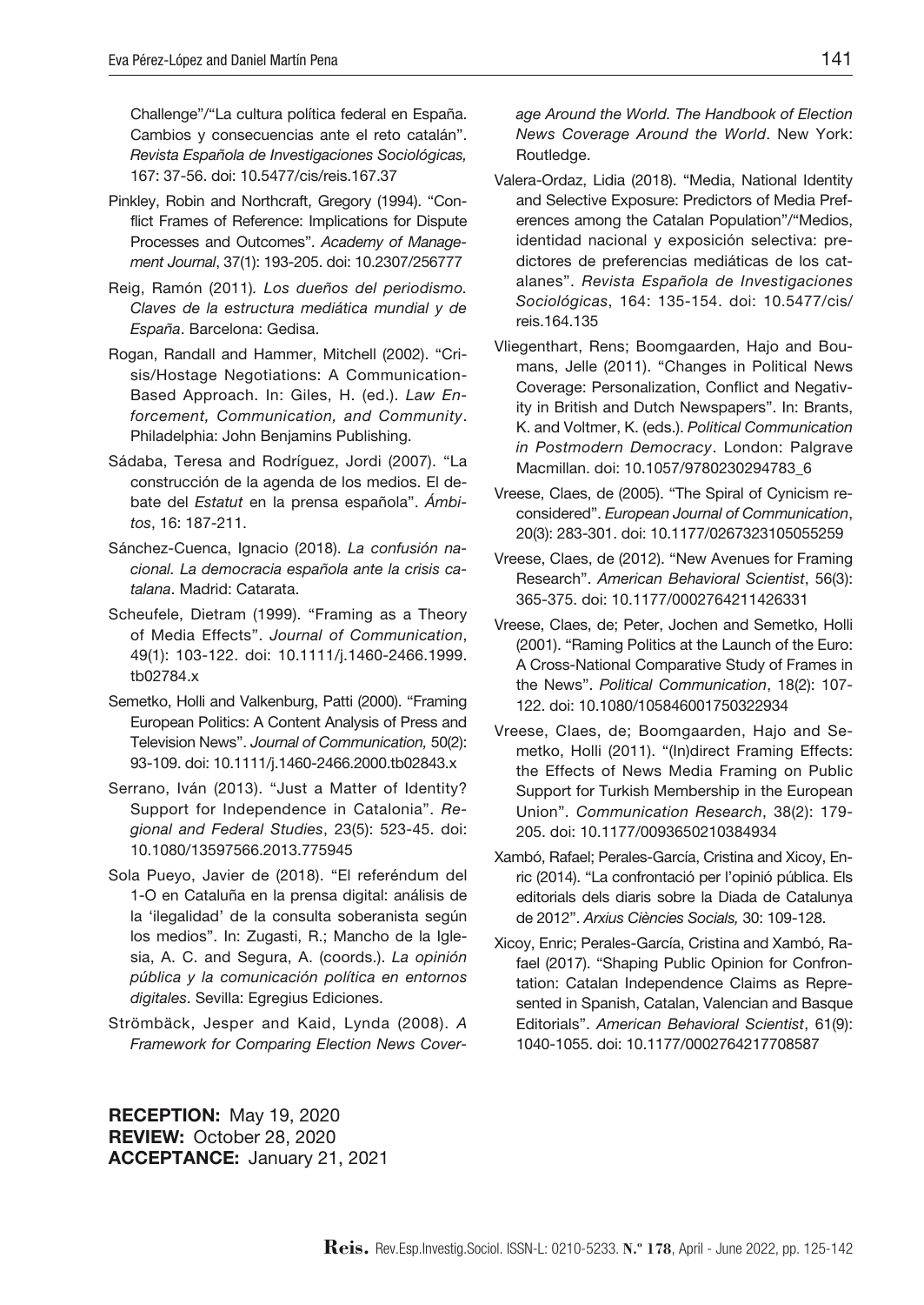Challenge"/"La cultura política federal en España. Cambios y consecuencias ante el reto catalán". *Revista Española de Investigaciones Sociológicas,* 167: 37-56. doi: 10.5477/cis/reis.167.37

Pinkley, Robin and Northcraft, Gregory (1994). "Conflict Frames of Reference: Implications for Dispute Processes and Outcomes". *Academy of Management Journal*, 37(1): 193-205. doi: 10.2307/256777

Reig, Ramón (2011). *Los dueños del periodismo. Claves de la estructura mediática mundial y de España*. Barcelona: Gedisa.

Rogan, Randall and Hammer, Mitchell (2002). "Crisis/Hostage Negotiations: A Communication-Based Approach. In: Giles, H. (ed.). *Law Enforcement, Communication, and Community*. Philadelphia: John Benjamins Publishing.

Sádaba, Teresa and Rodríguez, Jordi (2007). "La construcción de la agenda de los medios. El debate del *Estatut* en la prensa española". *Ámbitos*, 16: 187-211.

Sánchez-Cuenca, Ignacio (2018). *La confusión nacional. La democracia española ante la crisis catalana*. Madrid: Catarata.

Scheufele, Dietram (1999). "Framing as a Theory of Media Effects". *Journal of Communication*, 49(1): 103-122. doi: 10.1111/j.1460-2466.1999.tb02784.x

Semetko, Holli and Valkenburg, Patti (2000). "Framing European Politics: A Content Analysis of Press and Television News". *Journal of Communication,* 50(2): 93-109. doi: 10.1111/j.1460-2466.2000.tb02843.x

Serrano, Iván (2013). "Just a Matter of Identity? Support for Independence in Catalonia". *Regional and Federal Studies*, 23(5): 523-45. doi: 10.1080/13597566.2013.775945

Sola Pueyo, Javier de (2018). "El referéndum del 1-O en Cataluña en la prensa digital: análisis de la 'ilegalidad' de la consulta soberanista según los medios". In: Zugasti, R.; Mancho de la Iglesia, A. C. and Segura, A. (coords.). *La opinión pública y la comunicación política en entornos digitales*. Sevilla: Egregius Ediciones.

Strömbäck, Jesper and Kaid, Lynda (2008). *A Framework for Comparing Election News Coverage Around the World. The Handbook of Election News Coverage Around the World*. New York: Routledge.

Valera-Ordaz, Lidia (2018). "Media, National Identity and Selective Exposure: Predictors of Media Preferences among the Catalan Population"/"Medios, identidad nacional y exposición selectiva: predictores de preferencias mediáticas de los catalanes". *Revista Española de Investigaciones Sociológicas*, 164: 135-154. doi: 10.5477/cis/reis.164.135

Vliegenthart, Rens; Boomgaarden, Hajo and Boumans, Jelle (2011). "Changes in Political News Coverage: Personalization, Conflict and Negativity in British and Dutch Newspapers". In: Brants, K. and Voltmer, K. (eds.). *Political Communication in Postmodern Democracy*. London: Palgrave Macmillan. doi: 10.1057/9780230294783_6

Vreese, Claes, de (2005). "The Spiral of Cynicism reconsidered". *European Journal of Communication*, 20(3): 283-301. doi: 10.1177/0267323105055259

Vreese, Claes, de (2012). "New Avenues for Framing Research". *American Behavioral Scientist*, 56(3): 365-375. doi: 10.1177/0002764211426331

Vreese, Claes, de; Peter, Jochen and Semetko, Holli (2001). "Raming Politics at the Launch of the Euro: A Cross-National Comparative Study of Frames in the News". *Political Communication*, 18(2): 107-122. doi: 10.1080/105846001750322934

Vreese, Claes, de; Boomgaarden, Hajo and Semetko, Holli (2011). "(In)direct Framing Effects: the Effects of News Media Framing on Public Support for Turkish Membership in the European Union". *Communication Research*, 38(2): 179-205. doi: 10.1177/0093650210384934

Xambó, Rafael; Perales-García, Cristina and Xicoy, Enric (2014). "La confrontació per l'opinió pública. Els editorials dels diaris sobre la Diada de Catalunya de 2012". *Arxius Ciències Socials,* 30: 109-128.

Xicoy, Enric; Perales-García, Cristina and Xambó, Rafael (2017). "Shaping Public Opinion for Confrontation: Catalan Independence Claims as Represented in Spanish, Catalan, Valencian and Basque Editorials". *American Behavioral Scientist*, 61(9): 1040-1055. doi: 10.1177/0002764217708587

**RECEPTION:** May 19, 2020
**REVIEW:** October 28, 2020
**ACCEPTANCE:** January 21, 2021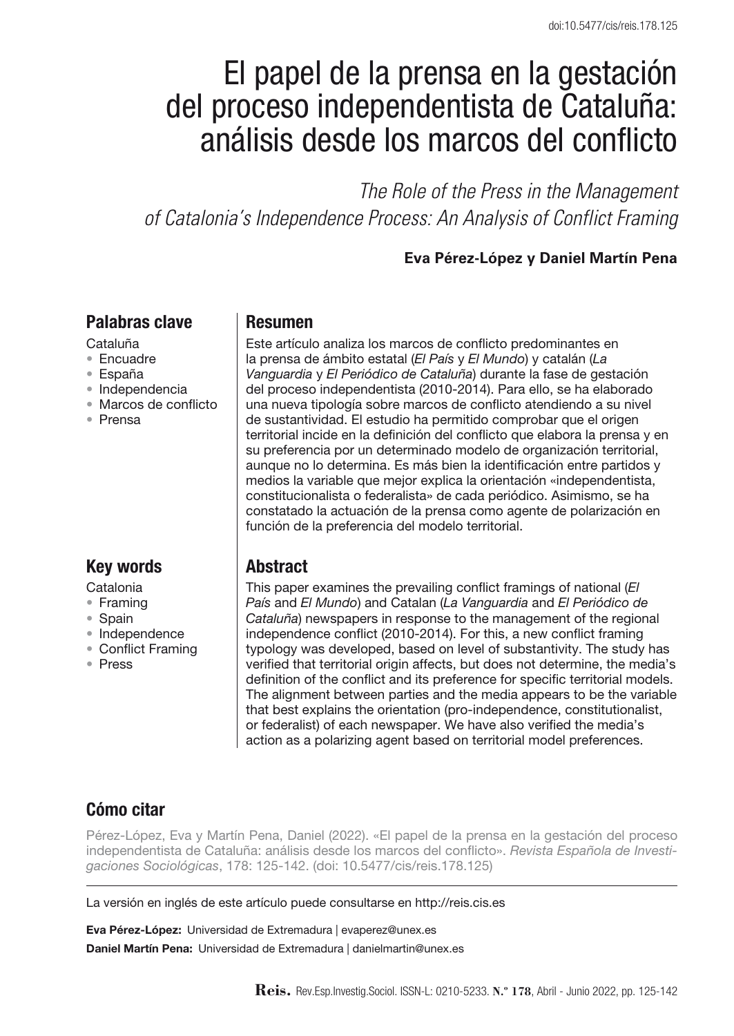doi:10.5477/cis/reis.178.125

# El papel de la prensa en la gestación del proceso independentista de Cataluña: análisis desde los marcos del conflicto

*The Role of the Press in the Management of Catalonia's Independence Process: An Analysis of Conflict Framing*

**Eva Pérez-López y Daniel Martín Pena**

## Palabras clave

Cataluña
- Encuadre
- España
- Independencia
- Marcos de conflicto
- Prensa

## Resumen

Este artículo analiza los marcos de conflicto predominantes en la prensa de ámbito estatal (*El País* y *El Mundo*) y catalán (*La Vanguardia* y *El Periódico de Cataluña*) durante la fase de gestación del proceso independentista (2010-2014). Para ello, se ha elaborado una nueva tipología sobre marcos de conflicto atendiendo a su nivel de sustantividad. El estudio ha permitido comprobar que el origen territorial incide en la definición del conflicto que elabora la prensa y en su preferencia por un determinado modelo de organización territorial, aunque no lo determina. Es más bien la identificación entre partidos y medios la variable que mejor explica la orientación «independentista, constitucionalista o federalista» de cada periódico. Asimismo, se ha constatado la actuación de la prensa como agente de polarización en función de la preferencia del modelo territorial.

## Key words

Catalonia
- Framing
- Spain
- Independence
- Conflict Framing
- Press

## Abstract

This paper examines the prevailing conflict framings of national (*El País* and *El Mundo*) and Catalan (*La Vanguardia* and *El Periódico de Cataluña*) newspapers in response to the management of the regional independence conflict (2010-2014). For this, a new conflict framing typology was developed, based on level of substantivity. The study has verified that territorial origin affects, but does not determine, the media's definition of the conflict and its preference for specific territorial models. The alignment between parties and the media appears to be the variable that best explains the orientation (pro-independence, constitutionalist, or federalist) of each newspaper. We have also verified the media's action as a polarizing agent based on territorial model preferences.

## Cómo citar

Pérez-López, Eva y Martín Pena, Daniel (2022). «El papel de la prensa en la gestación del proceso independentista de Cataluña: análisis desde los marcos del conflicto». *Revista Española de Investigaciones Sociológicas*, 178: 125-142. (doi: 10.5477/cis/reis.178.125)

La versión en inglés de este artículo puede consultarse en http://reis.cis.es

**Eva Pérez-López:** Universidad de Extremadura | evaperez@unex.es

**Daniel Martín Pena:** Universidad de Extremadura | danielmartin@unex.es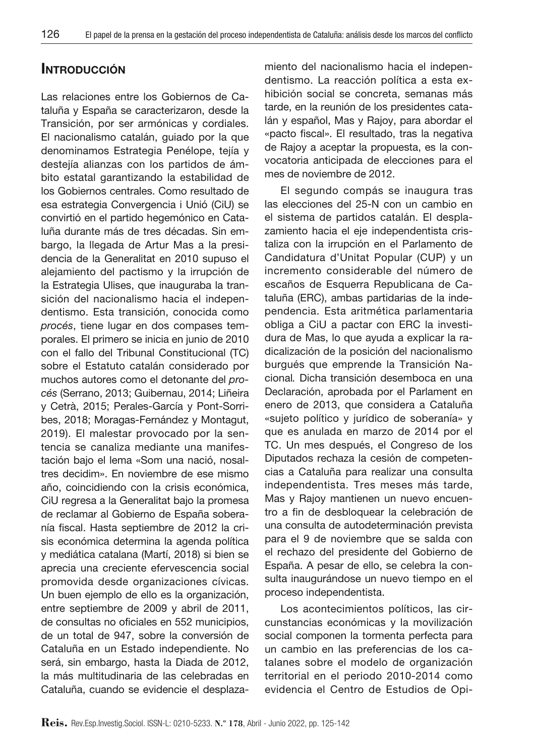## Introducción

Las relaciones entre los Gobiernos de Cataluña y España se caracterizaron, desde la Transición, por ser armónicas y cordiales. El nacionalismo catalán, guiado por la que denominamos Estrategia Penélope, tejía y destejía alianzas con los partidos de ámbito estatal garantizando la estabilidad de los Gobiernos centrales. Como resultado de esa estrategia Convergencia i Unió (CiU) se convirtió en el partido hegemónico en Cataluña durante más de tres décadas. Sin embargo, la llegada de Artur Mas a la presidencia de la Generalitat en 2010 supuso el alejamiento del pactismo y la irrupción de la Estrategia Ulises, que inauguraba la transición del nacionalismo hacia el independentismo. Esta transición, conocida como *procés*, tiene lugar en dos compases temporales. El primero se inicia en junio de 2010 con el fallo del Tribunal Constitucional (TC) sobre el Estatuto catalán considerado por muchos autores como el detonante del *procés* (Serrano, 2013; Guibernau, 2014; Liñeira y Cetrà, 2015; Perales-García y Pont-Sorribes, 2018; Moragas-Fernández y Montagut, 2019). El malestar provocado por la sentencia se canaliza mediante una manifestación bajo el lema «Som una nació, nosaltres decidim». En noviembre de ese mismo año, coincidiendo con la crisis económica, CiU regresa a la Generalitat bajo la promesa de reclamar al Gobierno de España soberanía fiscal. Hasta septiembre de 2012 la crisis económica determina la agenda política y mediática catalana (Martí, 2018) si bien se aprecia una creciente efervescencia social promovida desde organizaciones cívicas. Un buen ejemplo de ello es la organización, entre septiembre de 2009 y abril de 2011, de consultas no oficiales en 552 municipios, de un total de 947, sobre la conversión de Cataluña en un Estado independiente. No será, sin embargo, hasta la Diada de 2012, la más multitudinaria de las celebradas en Cataluña, cuando se evidencie el desplazamiento del nacionalismo hacia el independentismo. La reacción política a esta exhibición social se concreta, semanas más tarde, en la reunión de los presidentes catalán y español, Mas y Rajoy, para abordar el «pacto fiscal». El resultado, tras la negativa de Rajoy a aceptar la propuesta, es la convocatoria anticipada de elecciones para el mes de noviembre de 2012.

El segundo compás se inaugura tras las elecciones del 25-N con un cambio en el sistema de partidos catalán. El desplazamiento hacia el eje independentista cristaliza con la irrupción en el Parlamento de Candidatura d'Unitat Popular (CUP) y un incremento considerable del número de escaños de Esquerra Republicana de Cataluña (ERC), ambas partidarias de la independencia. Esta aritmética parlamentaria obliga a CiU a pactar con ERC la investidura de Mas, lo que ayuda a explicar la radicalización de la posición del nacionalismo burgués que emprende la Transición Nacional*.* Dicha transición desemboca en una Declaración, aprobada por el Parlament en enero de 2013, que considera a Cataluña «sujeto político y jurídico de soberanía» y que es anulada en marzo de 2014 por el TC. Un mes después, el Congreso de los Diputados rechaza la cesión de competencias a Cataluña para realizar una consulta independentista. Tres meses más tarde, Mas y Rajoy mantienen un nuevo encuentro a fin de desbloquear la celebración de una consulta de autodeterminación prevista para el 9 de noviembre que se salda con el rechazo del presidente del Gobierno de España. A pesar de ello, se celebra la consulta inaugurándose un nuevo tiempo en el proceso independentista.

Los acontecimientos políticos, las circunstancias económicas y la movilización social componen la tormenta perfecta para un cambio en las preferencias de los catalanes sobre el modelo de organización territorial en el periodo 2010-2014 como evidencia el Centro de Estudios de Opi-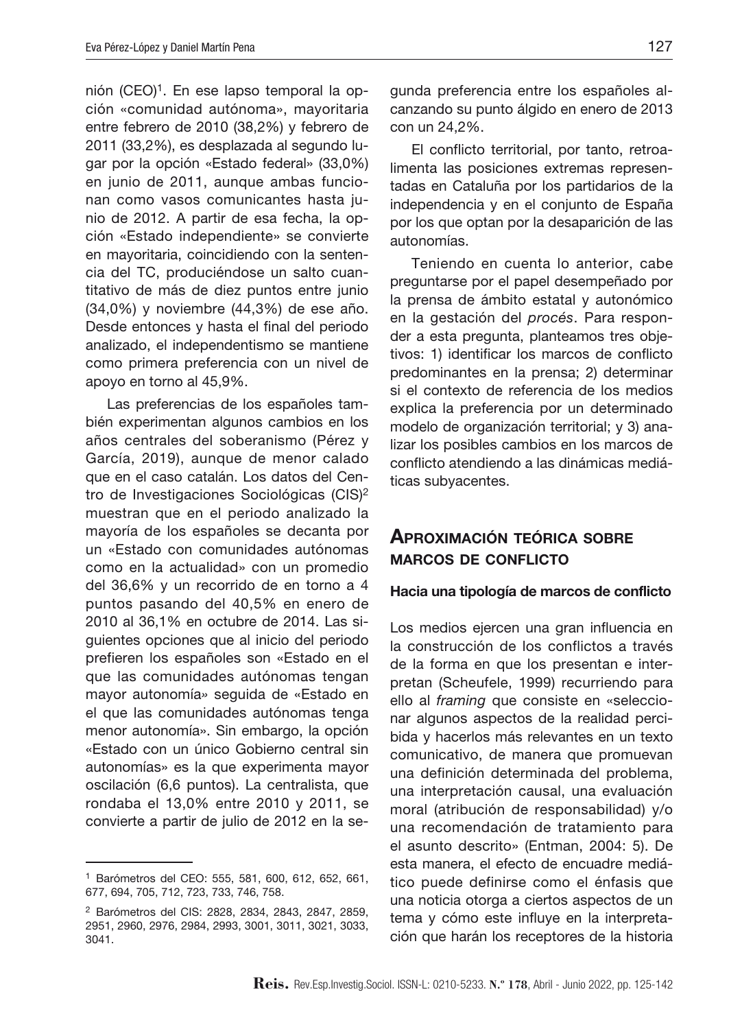nión (CEO)[1]. En ese lapso temporal la opción «comunidad autónoma», mayoritaria entre febrero de 2010 (38,2%) y febrero de 2011 (33,2%), es desplazada al segundo lugar por la opción «Estado federal» (33,0%) en junio de 2011, aunque ambas funcionan como vasos comunicantes hasta junio de 2012. A partir de esa fecha, la opción «Estado independiente» se convierte en mayoritaria, coincidiendo con la sentencia del TC, produciéndose un salto cuantitativo de más de diez puntos entre junio (34,0%) y noviembre (44,3%) de ese año. Desde entonces y hasta el final del periodo analizado, el independentismo se mantiene como primera preferencia con un nivel de apoyo en torno al 45,9%.

Las preferencias de los españoles también experimentan algunos cambios en los años centrales del soberanismo (Pérez y García, 2019), aunque de menor calado que en el caso catalán. Los datos del Centro de Investigaciones Sociológicas (CIS)[2] muestran que en el periodo analizado la mayoría de los españoles se decanta por un «Estado con comunidades autónomas como en la actualidad» con un promedio del 36,6% y un recorrido de en torno a 4 puntos pasando del 40,5% en enero de 2010 al 36,1% en octubre de 2014. Las siguientes opciones que al inicio del periodo prefieren los españoles son «Estado en el que las comunidades autónomas tengan mayor autonomía» seguida de «Estado en el que las comunidades autónomas tenga menor autonomía». Sin embargo, la opción «Estado con un único Gobierno central sin autonomías» es la que experimenta mayor oscilación (6,6 puntos). La centralista, que rondaba el 13,0% entre 2010 y 2011, se convierte a partir de julio de 2012 en la segunda preferencia entre los españoles alcanzando su punto álgido en enero de 2013 con un 24,2%.

El conflicto territorial, por tanto, retroalimenta las posiciones extremas representadas en Cataluña por los partidarios de la independencia y en el conjunto de España por los que optan por la desaparición de las autonomías.

Teniendo en cuenta lo anterior, cabe preguntarse por el papel desempeñado por la prensa de ámbito estatal y autonómico en la gestación del *procés*. Para responder a esta pregunta, planteamos tres objetivos: 1) identificar los marcos de conflicto predominantes en la prensa; 2) determinar si el contexto de referencia de los medios explica la preferencia por un determinado modelo de organización territorial; y 3) analizar los posibles cambios en los marcos de conflicto atendiendo a las dinámicas mediáticas subyacentes.

## Aproximación teórica sobre marcos de conflicto

### Hacia una tipología de marcos de conflicto

Los medios ejercen una gran influencia en la construcción de los conflictos a través de la forma en que los presentan e interpretan (Scheufele, 1999) recurriendo para ello al *framing* que consiste en «seleccionar algunos aspectos de la realidad percibida y hacerlos más relevantes en un texto comunicativo, de manera que promuevan una definición determinada del problema, una interpretación causal, una evaluación moral (atribución de responsabilidad) y/o una recomendación de tratamiento para el asunto descrito» (Entman, 2004: 5). De esta manera, el efecto de encuadre mediático puede definirse como el énfasis que una noticia otorga a ciertos aspectos de un tema y cómo este influye en la interpretación que harán los receptores de la historia

---

[1] Barómetros del CEO: 555, 581, 600, 612, 652, 661, 677, 694, 705, 712, 723, 733, 746, 758.

[2] Barómetros del CIS: 2828, 2834, 2843, 2847, 2859, 2951, 2960, 2976, 2984, 2993, 3001, 3011, 3021, 3033, 3041.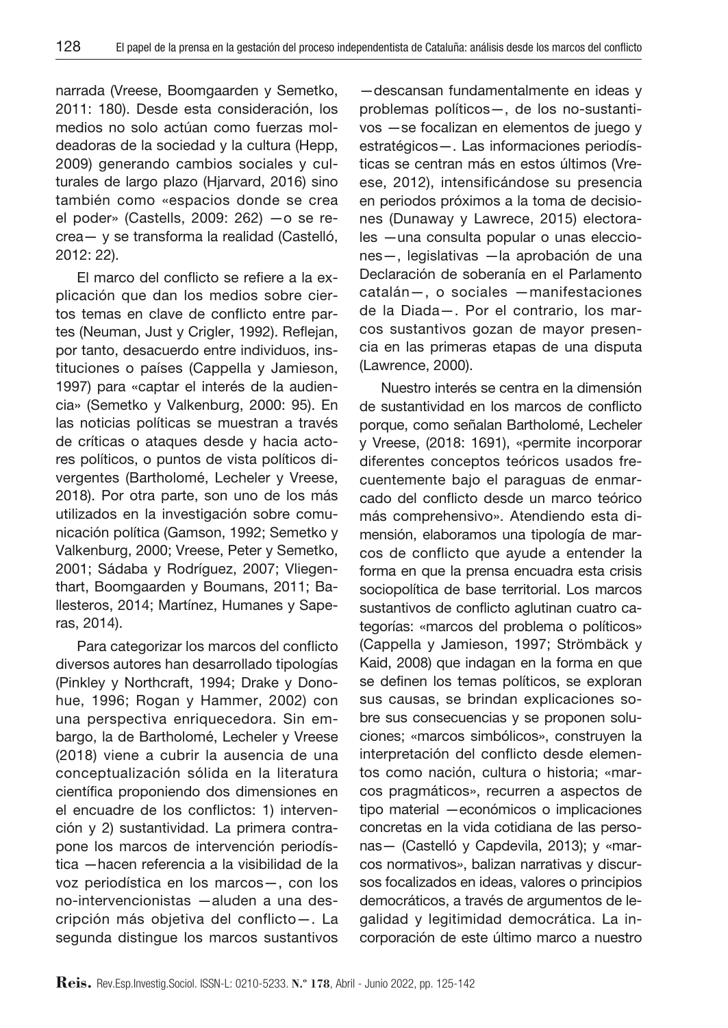narrada (Vreese, Boomgaarden y Semetko, 2011: 180). Desde esta consideración, los medios no solo actúan como fuerzas moldeadoras de la sociedad y la cultura (Hepp, 2009) generando cambios sociales y culturales de largo plazo (Hjarvard, 2016) sino también como «espacios donde se crea el poder» (Castells, 2009: 262) —o se recrea— y se transforma la realidad (Castelló, 2012: 22).

El marco del conflicto se refiere a la explicación que dan los medios sobre ciertos temas en clave de conflicto entre partes (Neuman, Just y Crigler, 1992). Reflejan, por tanto, desacuerdo entre individuos, instituciones o países (Cappella y Jamieson, 1997) para «captar el interés de la audiencia» (Semetko y Valkenburg, 2000: 95). En las noticias políticas se muestran a través de críticas o ataques desde y hacia actores políticos, o puntos de vista políticos divergentes (Bartholomé, Lecheler y Vreese, 2018). Por otra parte, son uno de los más utilizados en la investigación sobre comunicación política (Gamson, 1992; Semetko y Valkenburg, 2000; Vreese, Peter y Semetko, 2001; Sádaba y Rodríguez, 2007; Vliegenthart, Boomgaarden y Boumans, 2011; Ballesteros, 2014; Martínez, Humanes y Saperas, 2014).

Para categorizar los marcos del conflicto diversos autores han desarrollado tipologías (Pinkley y Northcraft, 1994; Drake y Donohue, 1996; Rogan y Hammer, 2002) con una perspectiva enriquecedora. Sin embargo, la de Bartholomé, Lecheler y Vreese (2018) viene a cubrir la ausencia de una conceptualización sólida en la literatura científica proponiendo dos dimensiones en el encuadre de los conflictos: 1) intervención y 2) sustantividad. La primera contrapone los marcos de intervención periodística —hacen referencia a la visibilidad de la voz periodística en los marcos—, con los no-intervencionistas —aluden a una descripción más objetiva del conflicto—. La segunda distingue los marcos sustantivos —descansan fundamentalmente en ideas y problemas políticos—, de los no-sustantivos —se focalizan en elementos de juego y estratégicos—. Las informaciones periodísticas se centran más en estos últimos (Vreese, 2012), intensificándose su presencia en periodos próximos a la toma de decisiones (Dunaway y Lawrece, 2015) electorales —una consulta popular o unas elecciones—, legislativas —la aprobación de una Declaración de soberanía en el Parlamento catalán—, o sociales —manifestaciones de la Diada—. Por el contrario, los marcos sustantivos gozan de mayor presencia en las primeras etapas de una disputa (Lawrence, 2000).

Nuestro interés se centra en la dimensión de sustantividad en los marcos de conflicto porque, como señalan Bartholomé, Lecheler y Vreese, (2018: 1691), «permite incorporar diferentes conceptos teóricos usados frecuentemente bajo el paraguas de enmarcado del conflicto desde un marco teórico más comprehensivo». Atendiendo esta dimensión, elaboramos una tipología de marcos de conflicto que ayude a entender la forma en que la prensa encuadra esta crisis sociopolítica de base territorial. Los marcos sustantivos de conflicto aglutinan cuatro categorías: «marcos del problema o políticos» (Cappella y Jamieson, 1997; Strömbäck y Kaid, 2008) que indagan en la forma en que se definen los temas políticos, se exploran sus causas, se brindan explicaciones sobre sus consecuencias y se proponen soluciones; «marcos simbólicos», construyen la interpretación del conflicto desde elementos como nación, cultura o historia; «marcos pragmáticos», recurren a aspectos de tipo material —económicos o implicaciones concretas en la vida cotidiana de las personas— (Castelló y Capdevila, 2013); y «marcos normativos», balizan narrativas y discursos focalizados en ideas, valores o principios democráticos, a través de argumentos de legalidad y legitimidad democrática. La incorporación de este último marco a nuestro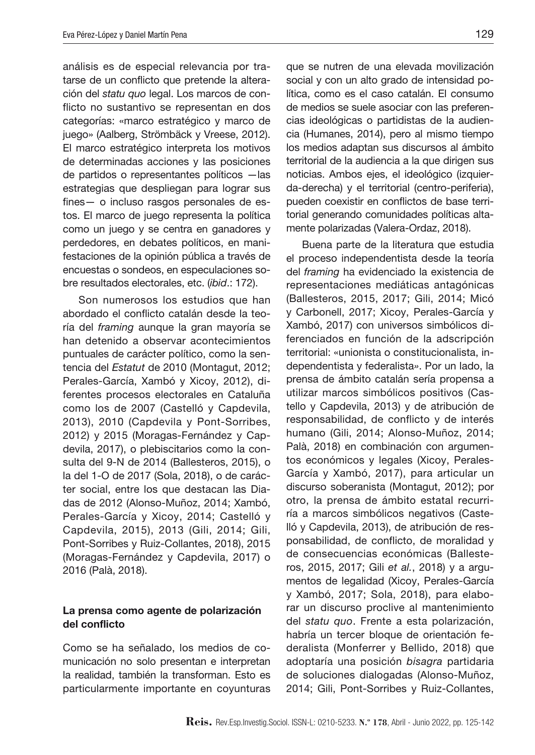análisis es de especial relevancia por tratarse de un conflicto que pretende la alteración del *statu quo* legal. Los marcos de conflicto no sustantivo se representan en dos categorías: «marco estratégico y marco de juego» (Aalberg, Strömbäck y Vreese, 2012). El marco estratégico interpreta los motivos de determinadas acciones y las posiciones de partidos o representantes políticos —las estrategias que despliegan para lograr sus fines— o incluso rasgos personales de estos. El marco de juego representa la política como un juego y se centra en ganadores y perdedores, en debates políticos, en manifestaciones de la opinión pública a través de encuestas o sondeos, en especulaciones sobre resultados electorales, etc. (*ibid*.: 172).

Son numerosos los estudios que han abordado el conflicto catalán desde la teoría del *framing* aunque la gran mayoría se han detenido a observar acontecimientos puntuales de carácter político, como la sentencia del *Estatut* de 2010 (Montagut, 2012; Perales-García, Xambó y Xicoy, 2012), diferentes procesos electorales en Cataluña como los de 2007 (Castelló y Capdevila, 2013), 2010 (Capdevila y Pont-Sorribes, 2012) y 2015 (Moragas-Fernández y Capdevila, 2017), o plebiscitarios como la consulta del 9-N de 2014 (Ballesteros, 2015), o la del 1-O de 2017 (Sola, 2018), o de carácter social, entre los que destacan las Diadas de 2012 (Alonso-Muñoz, 2014; Xambó, Perales-García y Xicoy, 2014; Castelló y Capdevila, 2015), 2013 (Gili, 2014; Gili, Pont-Sorribes y Ruiz-Collantes, 2018), 2015 (Moragas-Fernández y Capdevila, 2017) o 2016 (Palà, 2018).

### La prensa como agente de polarización del conflicto

Como se ha señalado, los medios de comunicación no solo presentan e interpretan la realidad, también la transforman. Esto es particularmente importante en coyunturas que se nutren de una elevada movilización social y con un alto grado de intensidad política, como es el caso catalán. El consumo de medios se suele asociar con las preferencias ideológicas o partidistas de la audiencia (Humanes, 2014), pero al mismo tiempo los medios adaptan sus discursos al ámbito territorial de la audiencia a la que dirigen sus noticias. Ambos ejes, el ideológico (izquierda-derecha) y el territorial (centro-periferia), pueden coexistir en conflictos de base territorial generando comunidades políticas altamente polarizadas (Valera-Ordaz, 2018).

Buena parte de la literatura que estudia el proceso independentista desde la teoría del *framing* ha evidenciado la existencia de representaciones mediáticas antagónicas (Ballesteros, 2015, 2017; Gili, 2014; Micó y Carbonell, 2017; Xicoy, Perales-García y Xambó, 2017) con universos simbólicos diferenciados en función de la adscripción territorial: «unionista o constitucionalista, independentista y federalista». Por un lado, la prensa de ámbito catalán sería propensa a utilizar marcos simbólicos positivos (Castello y Capdevila, 2013) y de atribución de responsabilidad, de conflicto y de interés humano (Gili, 2014; Alonso-Muñoz, 2014; Palà, 2018) en combinación con argumentos económicos y legales (Xicoy, Perales-García y Xambó, 2017), para articular un discurso soberanista (Montagut, 2012); por otro, la prensa de ámbito estatal recurriría a marcos simbólicos negativos (Castelló y Capdevila, 2013), de atribución de responsabilidad, de conflicto, de moralidad y de consecuencias económicas (Ballesteros, 2015, 2017; Gili *et al.*, 2018) y a argumentos de legalidad (Xicoy, Perales-García y Xambó, 2017; Sola, 2018), para elaborar un discurso proclive al mantenimiento del *statu quo*. Frente a esta polarización, habría un tercer bloque de orientación federalista (Monferrer y Bellido, 2018) que adoptaría una posición *bisagra* partidaria de soluciones dialogadas (Alonso-Muñoz, 2014; Gili, Pont-Sorribes y Ruiz-Collantes,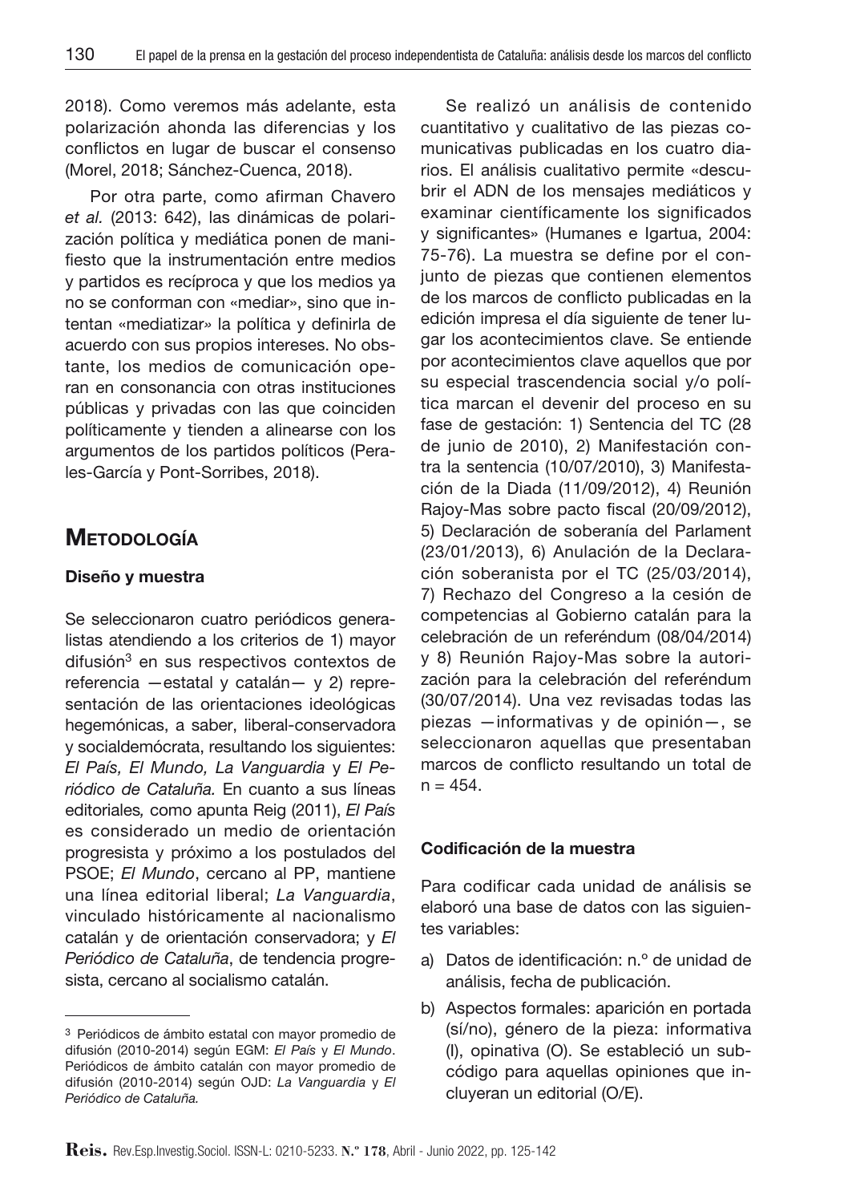2018). Como veremos más adelante, esta polarización ahonda las diferencias y los conflictos en lugar de buscar el consenso (Morel, 2018; Sánchez-Cuenca, 2018).

Por otra parte, como afirman Chavero *et al.* (2013: 642), las dinámicas de polarización política y mediática ponen de manifiesto que la instrumentación entre medios y partidos es recíproca y que los medios ya no se conforman con «mediar», sino que intentan «mediatizar» la política y definirla de acuerdo con sus propios intereses. No obstante, los medios de comunicación operan en consonancia con otras instituciones públicas y privadas con las que coinciden políticamente y tienden a alinearse con los argumentos de los partidos políticos (Perales-García y Pont-Sorribes, 2018).

## Metodología

### Diseño y muestra

Se seleccionaron cuatro periódicos generalistas atendiendo a los criterios de 1) mayor difusión[3] en sus respectivos contextos de referencia —estatal y catalán— y 2) representación de las orientaciones ideológicas hegemónicas, a saber, liberal-conservadora y socialdemócrata, resultando los siguientes: *El País, El Mundo, La Vanguardia* y *El Periódico de Cataluña.* En cuanto a sus líneas editoriales*,* como apunta Reig (2011), *El País* es considerado un medio de orientación progresista y próximo a los postulados del PSOE; *El Mundo*, cercano al PP, mantiene una línea editorial liberal; *La Vanguardia*, vinculado históricamente al nacionalismo catalán y de orientación conservadora; y *El Periódico de Cataluña*, de tendencia progresista, cercano al socialismo catalán.

Se realizó un análisis de contenido cuantitativo y cualitativo de las piezas comunicativas publicadas en los cuatro diarios. El análisis cualitativo permite «descubrir el ADN de los mensajes mediáticos y examinar científicamente los significados y significantes» (Humanes e Igartua, 2004: 75-76). La muestra se define por el conjunto de piezas que contienen elementos de los marcos de conflicto publicadas en la edición impresa el día siguiente de tener lugar los acontecimientos clave. Se entiende por acontecimientos clave aquellos que por su especial trascendencia social y/o política marcan el devenir del proceso en su fase de gestación: 1) Sentencia del TC (28 de junio de 2010), 2) Manifestación contra la sentencia (10/07/2010), 3) Manifestación de la Diada (11/09/2012), 4) Reunión Rajoy-Mas sobre pacto fiscal (20/09/2012), 5) Declaración de soberanía del Parlament (23/01/2013), 6) Anulación de la Declaración soberanista por el TC (25/03/2014), 7) Rechazo del Congreso a la cesión de competencias al Gobierno catalán para la celebración de un referéndum (08/04/2014) y 8) Reunión Rajoy-Mas sobre la autorización para la celebración del referéndum (30/07/2014). Una vez revisadas todas las piezas —informativas y de opinión—, se seleccionaron aquellas que presentaban marcos de conflicto resultando un total de $n = 454$.

### Codificación de la muestra

Para codificar cada unidad de análisis se elaboró una base de datos con las siguientes variables:

a) Datos de identificación: n.º de unidad de análisis, fecha de publicación.

b) Aspectos formales: aparición en portada (sí/no), género de la pieza: informativa (I), opinativa (O). Se estableció un subcódigo para aquellas opiniones que incluyeran un editorial (O/E).

---

[3] Periódicos de ámbito estatal con mayor promedio de difusión (2010-2014) según EGM: *El País* y *El Mundo*. Periódicos de ámbito catalán con mayor promedio de difusión (2010-2014) según OJD: *La Vanguardia* y *El Periódico de Cataluña.*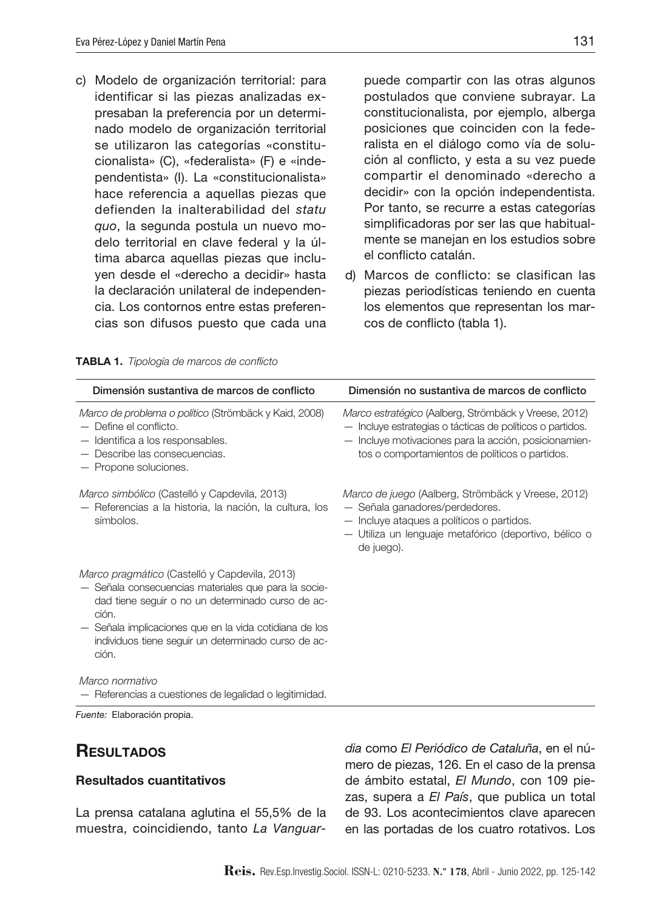c) Modelo de organización territorial: para identificar si las piezas analizadas expresaban la preferencia por un determinado modelo de organización territorial se utilizaron las categorías «constitucionalista» (C), «federalista» (F) e «independentista» (I). La «constitucionalista» hace referencia a aquellas piezas que defienden la inalterabilidad del *statu quo*, la segunda postula un nuevo modelo territorial en clave federal y la última abarca aquellas piezas que incluyen desde el «derecho a decidir» hasta la declaración unilateral de independencia. Los contornos entre estas preferencias son difusos puesto que cada una puede compartir con las otras algunos postulados que conviene subrayar. La constitucionalista, por ejemplo, alberga posiciones que coinciden con la federalista en el diálogo como vía de solución al conflicto, y esta a su vez puede compartir el denominado «derecho a decidir» con la opción independentista. Por tanto, se recurre a estas categorías simplificadoras por ser las que habitualmente se manejan en los estudios sobre el conflicto catalán.

d) Marcos de conflicto: se clasifican las piezas periodísticas teniendo en cuenta los elementos que representan los marcos de conflicto (tabla 1).

**TABLA 1.** *Tipología de marcos de conflicto*

| Dimensión sustantiva de marcos de conflicto | Dimensión no sustantiva de marcos de conflicto |
|---|---|
| *Marco de problema o político* (Strömbäck y Kaid, 2008)<br>— Define el conflicto.<br>— Identifica a los responsables.<br>— Describe las consecuencias.<br>— Propone soluciones. | *Marco estratégico* (Aalberg, Strömbäck y Vreese, 2012)<br>— Incluye estrategias o tácticas de políticos o partidos.<br>— Incluye motivaciones para la acción, posicionamientos o comportamientos de políticos o partidos. |
| *Marco simbólico* (Castelló y Capdevila, 2013)<br>— Referencias a la historia, la nación, la cultura, los símbolos. | *Marco de juego* (Aalberg, Strömbäck y Vreese, 2012)<br>— Señala ganadores/perdedores.<br>— Incluye ataques a políticos o partidos.<br>— Utiliza un lenguaje metafórico (deportivo, bélico o de juego). |
| *Marco pragmático* (Castelló y Capdevila, 2013)<br>— Señala consecuencias materiales que para la sociedad tiene seguir o no un determinado curso de acción.<br>— Señala implicaciones que en la vida cotidiana de los individuos tiene seguir un determinado curso de acción. | |
| *Marco normativo*<br>— Referencias a cuestiones de legalidad o legitimidad. | |

*Fuente:* Elaboración propia.

## Resultados

### Resultados cuantitativos

La prensa catalana aglutina el 55,5% de la muestra, coincidiendo, tanto *La Vanguardia* como *El Periódico de Cataluña*, en el número de piezas, 126. En el caso de la prensa de ámbito estatal, *El Mundo*, con 109 piezas, supera a *El País*, que publica un total de 93. Los acontecimientos clave aparecen en las portadas de los cuatro rotativos. Los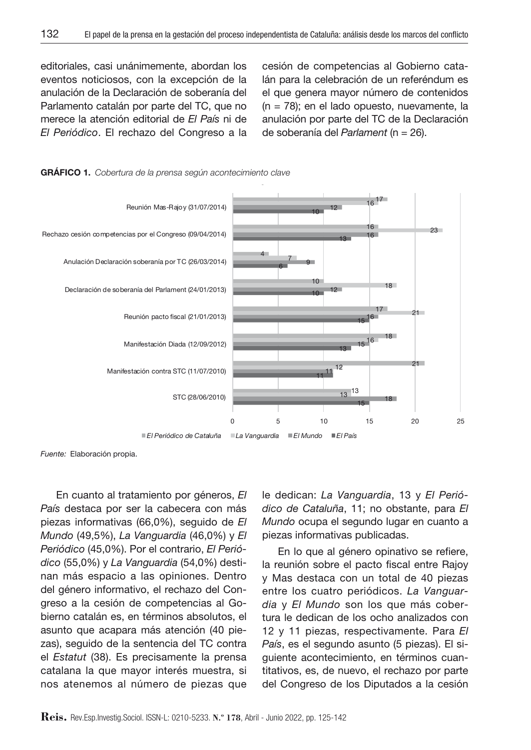editoriales, casi unánimemente, abordan los eventos noticiosos, con la excepción de la anulación de la Declaración de soberanía del Parlamento catalán por parte del TC, que no merece la atención editorial de *El País* ni de *El Periódico*. El rechazo del Congreso a la cesión de competencias al Gobierno catalán para la celebración de un referéndum es el que genera mayor número de contenidos (n = 78); en el lado opuesto, nuevamente, la anulación por parte del TC de la Declaración de soberanía del *Parlament* (n = 26).

**GRÁFICO 1.** *Cobertura de la prensa según acontecimiento clave*

| Acontecimiento | *El Periódico de Cataluña* | *La Vanguardia* | *El Mundo* | *El País* |
|---|---|---|---|---|
| Reunión Mas-Rajoy (31/07/2014) | 17 | 16 | 12 | 10 |
| Rechazo cesión competencias por el Congreso (09/04/2014) | 16 | 23 | 16 | 13 |
| Anulación Declaración soberanía por TC (26/03/2014) | 4 | 7 | 9 | 6 |
| Declaración de soberanía del Parlament (24/01/2013) | 10 | 18 | 12 | 10 |
| Reunión pacto fiscal (21/01/2013) | 17 | 21 | 16 | 15 |
| Manifestación Diada (12/09/2012) | 18 | 16 | 15 | 13 |
| Manifestación contra STC (11/07/2010) | 21 | 12 | 11 | 11 |
| STC (28/06/2010) | 13 | 13 | 18 | 15 |

*Fuente:* Elaboración propia.

En cuanto al tratamiento por géneros, *El País* destaca por ser la cabecera con más piezas informativas (66,0%), seguido de *El Mundo* (49,5%), *La Vanguardia* (46,0%) y *El Periódico* (45,0%). Por el contrario, *El Periódico* (55,0%) y *La Vanguardia* (54,0%) destinan más espacio a las opiniones. Dentro del género informativo, el rechazo del Congreso a la cesión de competencias al Gobierno catalán es, en términos absolutos, el asunto que acapara más atención (40 piezas), seguido de la sentencia del TC contra el *Estatut* (38). Es precisamente la prensa catalana la que mayor interés muestra, si nos atenemos al número de piezas que le dedican: *La Vanguardia*, 13 y *El Periódico de Cataluña*, 11; no obstante, para *El Mundo* ocupa el segundo lugar en cuanto a piezas informativas publicadas.

En lo que al género opinativo se refiere, la reunión sobre el pacto fiscal entre Rajoy y Mas destaca con un total de 40 piezas entre los cuatro periódicos. *La Vanguardia* y *El Mundo* son los que más cobertura le dedican de los ocho analizados con 12 y 11 piezas, respectivamente. Para *El País*, es el segundo asunto (5 piezas). El siguiente acontecimiento, en términos cuantitativos, es, de nuevo, el rechazo por parte del Congreso de los Diputados a la cesión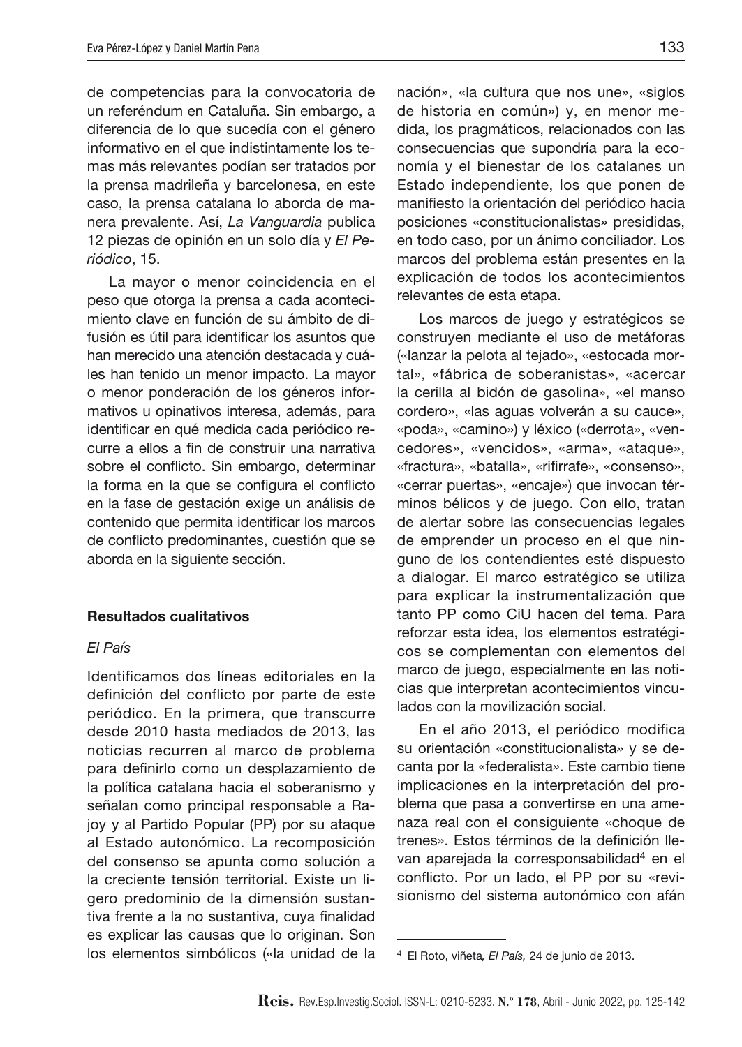de competencias para la convocatoria de un referéndum en Cataluña. Sin embargo, a diferencia de lo que sucedía con el género informativo en el que indistintamente los temas más relevantes podían ser tratados por la prensa madrileña y barcelonesa, en este caso, la prensa catalana lo aborda de manera prevalente. Así, *La Vanguardia* publica 12 piezas de opinión en un solo día y *El Periódico*, 15.

La mayor o menor coincidencia en el peso que otorga la prensa a cada acontecimiento clave en función de su ámbito de difusión es útil para identificar los asuntos que han merecido una atención destacada y cuáles han tenido un menor impacto. La mayor o menor ponderación de los géneros informativos u opinativos interesa, además, para identificar en qué medida cada periódico recurre a ellos a fin de construir una narrativa sobre el conflicto. Sin embargo, determinar la forma en la que se configura el conflicto en la fase de gestación exige un análisis de contenido que permita identificar los marcos de conflicto predominantes, cuestión que se aborda en la siguiente sección.

## Resultados cualitativos

### *El País*

Identificamos dos líneas editoriales en la definición del conflicto por parte de este periódico. En la primera, que transcurre desde 2010 hasta mediados de 2013, las noticias recurren al marco de problema para definirlo como un desplazamiento de la política catalana hacia el soberanismo y señalan como principal responsable a Rajoy y al Partido Popular (PP) por su ataque al Estado autonómico. La recomposición del consenso se apunta como solución a la creciente tensión territorial. Existe un ligero predominio de la dimensión sustantiva frente a la no sustantiva, cuya finalidad es explicar las causas que lo originan. Son los elementos simbólicos («la unidad de la nación», «la cultura que nos une», «siglos de historia en común») y, en menor medida, los pragmáticos, relacionados con las consecuencias que supondría para la economía y el bienestar de los catalanes un Estado independiente, los que ponen de manifiesto la orientación del periódico hacia posiciones «constitucionalistas» presididas, en todo caso, por un ánimo conciliador. Los marcos del problema están presentes en la explicación de todos los acontecimientos relevantes de esta etapa.

Los marcos de juego y estratégicos se construyen mediante el uso de metáforas («lanzar la pelota al tejado», «estocada mortal», «fábrica de soberanistas», «acercar la cerilla al bidón de gasolina», «el manso cordero», «las aguas volverán a su cauce», «poda», «camino») y léxico («derrota», «vencedores», «vencidos», «arma», «ataque», «fractura», «batalla», «rifirrafe», «consenso», «cerrar puertas», «encaje») que invocan términos bélicos y de juego. Con ello, tratan de alertar sobre las consecuencias legales de emprender un proceso en el que ninguno de los contendientes esté dispuesto a dialogar. El marco estratégico se utiliza para explicar la instrumentalización que tanto PP como CiU hacen del tema. Para reforzar esta idea, los elementos estratégicos se complementan con elementos del marco de juego, especialmente en las noticias que interpretan acontecimientos vinculados con la movilización social.

En el año 2013, el periódico modifica su orientación «constitucionalista» y se decanta por la «federalista». Este cambio tiene implicaciones en la interpretación del problema que pasa a convertirse en una amenaza real con el consiguiente «choque de trenes». Estos términos de la definición llevan aparejada la corresponsabilidad[4] en el conflicto. Por un lado, el PP por su «revisionismo del sistema autonómico con afán

[4] El Roto, viñeta, *El País*, 24 de junio de 2013.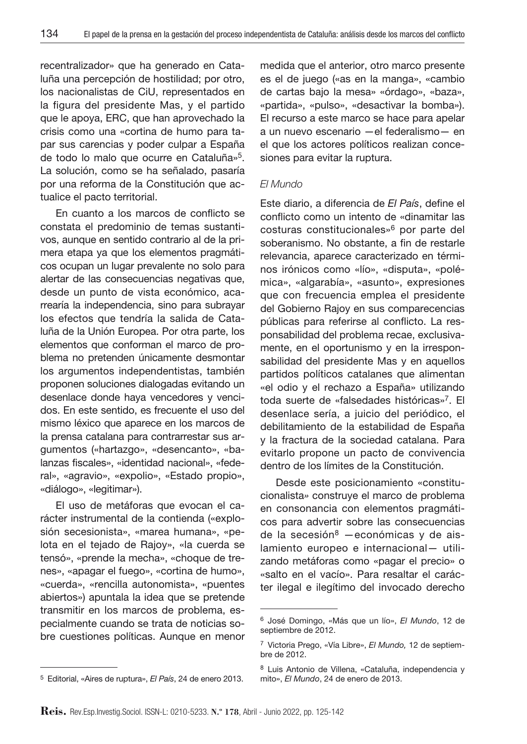recentralizador» que ha generado en Cataluña una percepción de hostilidad; por otro, los nacionalistas de CiU, representados en la figura del presidente Mas, y el partido que le apoya, ERC, que han aprovechado la crisis como una «cortina de humo para tapar sus carencias y poder culpar a España de todo lo malo que ocurre en Cataluña»[5]. La solución, como se ha señalado, pasaría por una reforma de la Constitución que actualice el pacto territorial.

En cuanto a los marcos de conflicto se constata el predominio de temas sustantivos, aunque en sentido contrario al de la primera etapa ya que los elementos pragmáticos ocupan un lugar prevalente no solo para alertar de las consecuencias negativas que, desde un punto de vista económico, acarrearía la independencia, sino para subrayar los efectos que tendría la salida de Cataluña de la Unión Europea. Por otra parte, los elementos que conforman el marco de problema no pretenden únicamente desmontar los argumentos independentistas, también proponen soluciones dialogadas evitando un desenlace donde haya vencedores y vencidos. En este sentido, es frecuente el uso del mismo léxico que aparece en los marcos de la prensa catalana para contrarrestar sus argumentos («hartazgo», «desencanto», «balanzas fiscales», «identidad nacional», «federal», «agravio», «expolio», «Estado propio», «diálogo», «legitimar»).

El uso de metáforas que evocan el carácter instrumental de la contienda («explosión secesionista», «marea humana», «pelota en el tejado de Rajoy», «la cuerda se tensó», «prende la mecha», «choque de trenes», «apagar el fuego», «cortina de humo», «cuerda», «rencilla autonomista», «puentes abiertos») apuntala la idea que se pretende transmitir en los marcos de problema, especialmente cuando se trata de noticias sobre cuestiones políticas. Aunque en menor medida que el anterior, otro marco presente es el de juego («as en la manga», «cambio de cartas bajo la mesa» «órdago», «baza», «partida», «pulso», «desactivar la bomba»). El recurso a este marco se hace para apelar a un nuevo escenario —el federalismo— en el que los actores políticos realizan concesiones para evitar la ruptura.

*El Mundo*

Este diario, a diferencia de *El País*, define el conflicto como un intento de «dinamitar las costuras constitucionales»[6] por parte del soberanismo. No obstante, a fin de restarle relevancia, aparece caracterizado en términos irónicos como «lío», «disputa», «polémica», «algarabía», «asunto», expresiones que con frecuencia emplea el presidente del Gobierno Rajoy en sus comparecencias públicas para referirse al conflicto. La responsabilidad del problema recae, exclusivamente, en el oportunismo y en la irresponsabilidad del presidente Mas y en aquellos partidos políticos catalanes que alimentan «el odio y el rechazo a España» utilizando toda suerte de «falsedades históricas»[7]. El desenlace sería, a juicio del periódico, el debilitamiento de la estabilidad de España y la fractura de la sociedad catalana. Para evitarlo propone un pacto de convivencia dentro de los límites de la Constitución.

Desde este posicionamiento «constitucionalista» construye el marco de problema en consonancia con elementos pragmáticos para advertir sobre las consecuencias de la secesión[8] —económicas y de aislamiento europeo e internacional— utilizando metáforas como «pagar el precio» o «salto en el vacío». Para resaltar el carácter ilegal e ilegítimo del invocado derecho

---

[5] Editorial, «Aires de ruptura», *El País*, 24 de enero 2013.

[6] José Domingo, «Más que un lío», *El Mundo*, 12 de septiembre de 2012.

[7] Victoria Prego, «Vía Libre», *El Mundo,* 12 de septiembre de 2012.

[8] Luis Antonio de Villena, «Cataluña, independencia y mito», *El Mundo*, 24 de enero de 2013.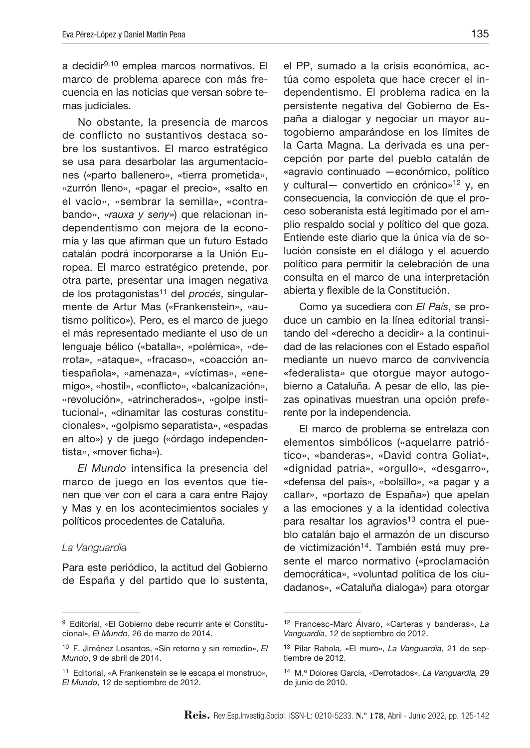a decidir[9,10] emplea marcos normativos. El marco de problema aparece con más frecuencia en las noticias que versan sobre temas judiciales.

No obstante, la presencia de marcos de conflicto no sustantivos destaca sobre los sustantivos. El marco estratégico se usa para desarbolar las argumentaciones («parto ballenero», «tierra prometida», «zurrón lleno», «pagar el precio», «salto en el vacío», «sembrar la semilla», «contrabando», «*rauxa y seny*») que relacionan independentismo con mejora de la economía y las que afirman que un futuro Estado catalán podrá incorporarse a la Unión Europea. El marco estratégico pretende, por otra parte, presentar una imagen negativa de los protagonistas[11] del *procés*, singularmente de Artur Mas («Frankenstein», «autismo político»). Pero, es el marco de juego el más representado mediante el uso de un lenguaje bélico («batalla», «polémica», «derrota», «ataque», «fracaso», «coacción antiespañola», «amenaza», «víctimas», «enemigo», «hostil», «conflicto», «balcanización», «revolución», «atrincherados», «golpe institucional», «dinamitar las costuras constitucionales», «golpismo separatista», «espadas en alto») y de juego («órdago independentista», «mover ficha»).

*El Mundo* intensifica la presencia del marco de juego en los eventos que tienen que ver con el cara a cara entre Rajoy y Mas y en los acontecimientos sociales y políticos procedentes de Cataluña.

*La Vanguardia*

Para este periódico, la actitud del Gobierno de España y del partido que lo sustenta, el PP, sumado a la crisis económica, actúa como espoleta que hace crecer el independentismo. El problema radica en la persistente negativa del Gobierno de España a dialogar y negociar un mayor autogobierno amparándose en los límites de la Carta Magna. La derivada es una percepción por parte del pueblo catalán de «agravio continuado —económico, político y cultural— convertido en crónico»[12] y, en consecuencia, la convicción de que el proceso soberanista está legitimado por el amplio respaldo social y político del que goza. Entiende este diario que la única vía de solución consiste en el diálogo y el acuerdo político para permitir la celebración de una consulta en el marco de una interpretación abierta y flexible de la Constitución.

Como ya sucediera con *El País*, se produce un cambio en la línea editorial transitando del «derecho a decidir» a la continuidad de las relaciones con el Estado español mediante un nuevo marco de convivencia «federalista» que otorgue mayor autogobierno a Cataluña. A pesar de ello, las piezas opinativas muestran una opción preferente por la independencia.

El marco de problema se entrelaza con elementos simbólicos («aquelarre patriótico», «banderas», «David contra Goliat», «dignidad patria», «orgullo», «desgarro», «defensa del país», «bolsillo», «a pagar y a callar», «portazo de España») que apelan a las emociones y a la identidad colectiva para resaltar los agravios[13] contra el pueblo catalán bajo el armazón de un discurso de victimización[14]. También está muy presente el marco normativo («proclamación democrática», «voluntad política de los ciudadanos», «Cataluña dialoga») para otorgar

---

[9] Editorial, «El Gobierno debe recurrir ante el Constitucional», *El Mundo*, 26 de marzo de 2014.

[10] F. Jiménez Losantos, «Sin retorno y sin remedio», *El Mundo*, 9 de abril de 2014.

[11] Editorial, «A Frankenstein se le escapa el monstruo», *El Mundo*, 12 de septiembre de 2012.

[12] Francesc-Marc Álvaro, «Carteras y banderas», *La Vanguardia*, 12 de septiembre de 2012.

[13] Pilar Rahola, «El muro», *La Vanguardia*, 21 de septiembre de 2012.

[14] M.ª Dolores García, «Derrotados», *La Vanguardia,* 29 de junio de 2010.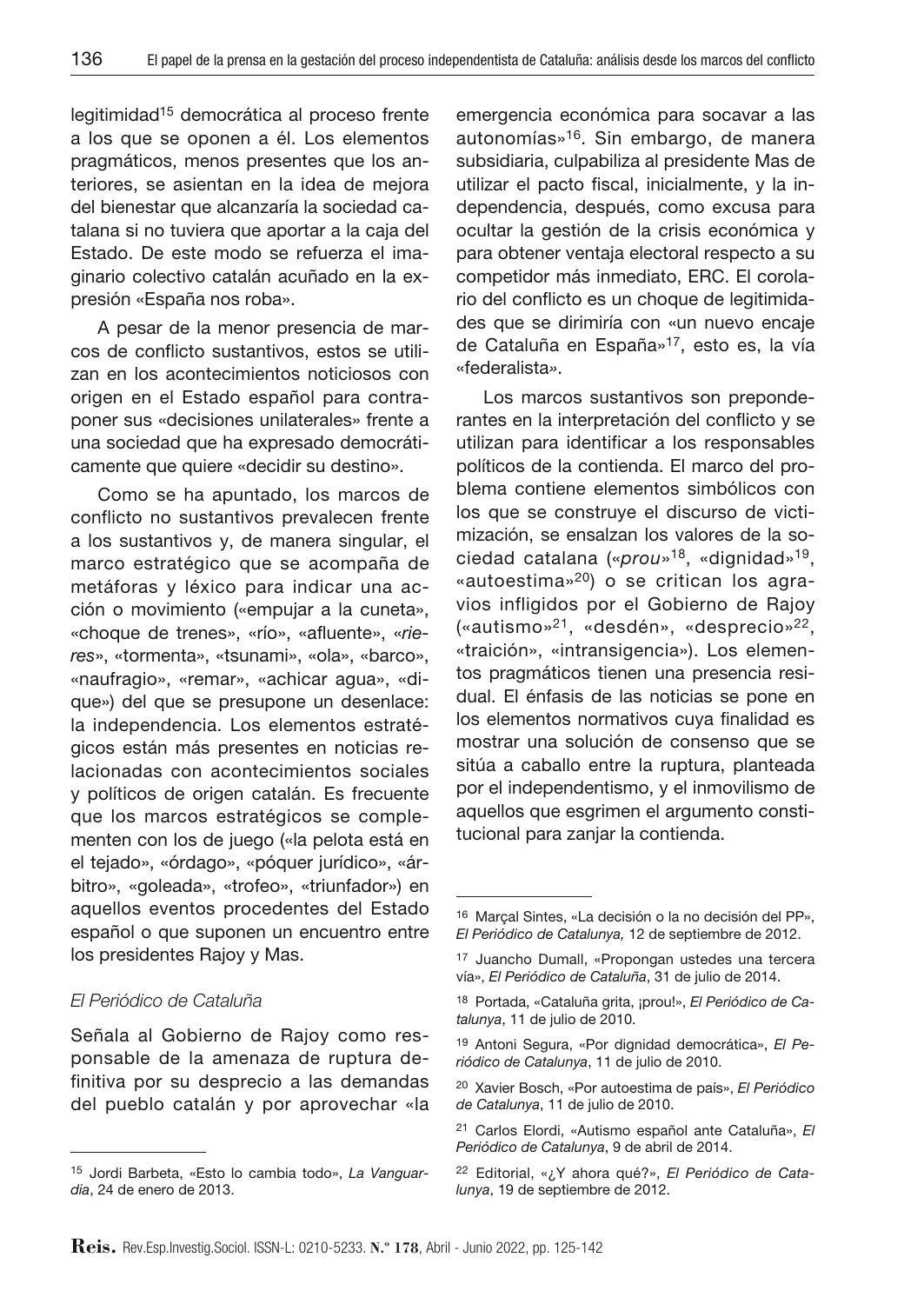legitimidad[15] democrática al proceso frente a los que se oponen a él. Los elementos pragmáticos, menos presentes que los anteriores, se asientan en la idea de mejora del bienestar que alcanzaría la sociedad catalana si no tuviera que aportar a la caja del Estado. De este modo se refuerza el imaginario colectivo catalán acuñado en la expresión «España nos roba».

A pesar de la menor presencia de marcos de conflicto sustantivos, estos se utilizan en los acontecimientos noticiosos con origen en el Estado español para contraponer sus «decisiones unilaterales» frente a una sociedad que ha expresado democráticamente que quiere «decidir su destino».

Como se ha apuntado, los marcos de conflicto no sustantivos prevalecen frente a los sustantivos y, de manera singular, el marco estratégico que se acompaña de metáforas y léxico para indicar una acción o movimiento («empujar a la cuneta», «choque de trenes», «río», «afluente», «*rieres*», «tormenta», «tsunami», «ola», «barco», «naufragio», «remar», «achicar agua», «dique») del que se presupone un desenlace: la independencia. Los elementos estratégicos están más presentes en noticias relacionadas con acontecimientos sociales y políticos de origen catalán. Es frecuente que los marcos estratégicos se complementen con los de juego («la pelota está en el tejado», «órdago», «póquer jurídico», «árbitro», «goleada», «trofeo», «triunfador») en aquellos eventos procedentes del Estado español o que suponen un encuentro entre los presidentes Rajoy y Mas.

*El Periódico de Cataluña*

Señala al Gobierno de Rajoy como responsable de la amenaza de ruptura definitiva por su desprecio a las demandas del pueblo catalán y por aprovechar «la emergencia económica para socavar a las autonomías»[16]. Sin embargo, de manera subsidiaria, culpabiliza al presidente Mas de utilizar el pacto fiscal, inicialmente, y la independencia, después, como excusa para ocultar la gestión de la crisis económica y para obtener ventaja electoral respecto a su competidor más inmediato, ERC. El corolario del conflicto es un choque de legitimidades que se dirimiría con «un nuevo encaje de Cataluña en España»[17], esto es, la vía «federalista».

Los marcos sustantivos son preponderantes en la interpretación del conflicto y se utilizan para identificar a los responsables políticos de la contienda. El marco del problema contiene elementos simbólicos con los que se construye el discurso de victimización, se ensalzan los valores de la sociedad catalana («*prou*»[18], «dignidad»[19], «autoestima»[20]) o se critican los agravios infligidos por el Gobierno de Rajoy («autismo»[21], «desdén», «desprecio»[22], «traición», «intransigencia»). Los elementos pragmáticos tienen una presencia residual. El énfasis de las noticias se pone en los elementos normativos cuya finalidad es mostrar una solución de consenso que se sitúa a caballo entre la ruptura, planteada por el independentismo, y el inmovilismo de aquellos que esgrimen el argumento constitucional para zanjar la contienda.

---

[15] Jordi Barbeta, «Esto lo cambia todo», *La Vanguardia*, 24 de enero de 2013.

[16] Marçal Sintes, «La decisión o la no decisión del PP», *El Periódico de Catalunya,* 12 de septiembre de 2012.

[17] Juancho Dumall, «Propongan ustedes una tercera vía», *El Periódico de Cataluña*, 31 de julio de 2014.

[18] Portada, «Cataluña grita, ¡prou!», *El Periódico de Catalunya*, 11 de julio de 2010.

[19] Antoni Segura, «Por dignidad democrática», *El Periódico de Catalunya*, 11 de julio de 2010.

[20] Xavier Bosch, «Por autoestima de país», *El Periódico de Catalunya*, 11 de julio de 2010.

[21] Carlos Elordi, «Autismo español ante Cataluña», *El Periódico de Catalunya*, 9 de abril de 2014.

[22] Editorial, «¿Y ahora qué?», *El Periódico de Catalunya*, 19 de septiembre de 2012.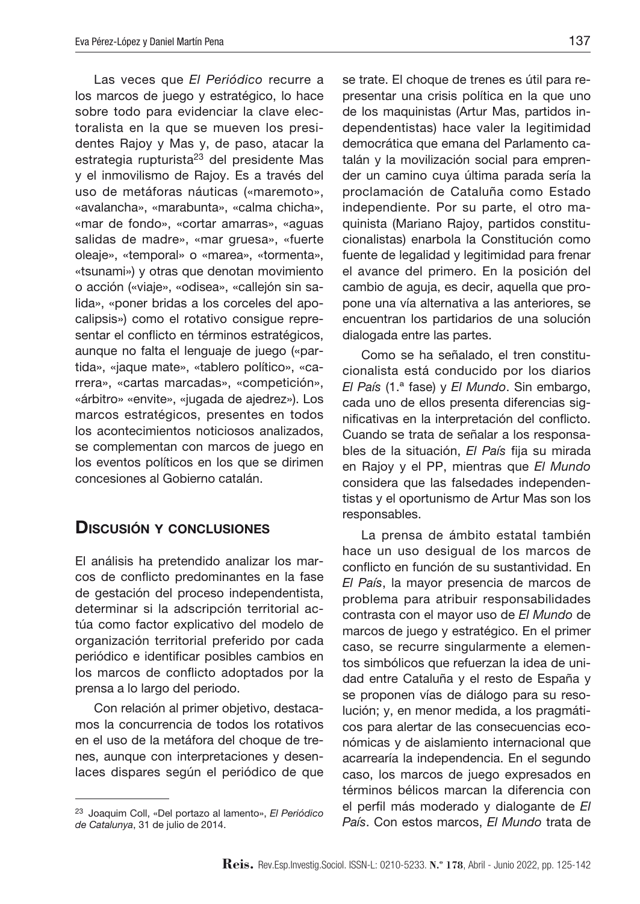Las veces que *El Periódico* recurre a los marcos de juego y estratégico, lo hace sobre todo para evidenciar la clave electoralista en la que se mueven los presidentes Rajoy y Mas y, de paso, atacar la estrategia rupturista[23] del presidente Mas y el inmovilismo de Rajoy. Es a través del uso de metáforas náuticas («maremoto», «avalancha», «marabunta», «calma chicha», «mar de fondo», «cortar amarras», «aguas salidas de madre», «mar gruesa», «fuerte oleaje», «temporal» o «marea», «tormenta», «tsunami») y otras que denotan movimiento o acción («viaje», «odisea», «callejón sin salida», «poner bridas a los corceles del apocalipsis») como el rotativo consigue representar el conflicto en términos estratégicos, aunque no falta el lenguaje de juego («partida», «jaque mate», «tablero político», «carrera», «cartas marcadas», «competición», «árbitro» «envite», «jugada de ajedrez»). Los marcos estratégicos, presentes en todos los acontecimientos noticiosos analizados, se complementan con marcos de juego en los eventos políticos en los que se dirimen concesiones al Gobierno catalán.

## Discusión y conclusiones

El análisis ha pretendido analizar los marcos de conflicto predominantes en la fase de gestación del proceso independentista, determinar si la adscripción territorial actúa como factor explicativo del modelo de organización territorial preferido por cada periódico e identificar posibles cambios en los marcos de conflicto adoptados por la prensa a lo largo del periodo.

Con relación al primer objetivo, destacamos la concurrencia de todos los rotativos en el uso de la metáfora del choque de trenes, aunque con interpretaciones y desenlaces dispares según el periódico de que se trate. El choque de trenes es útil para representar una crisis política en la que uno de los maquinistas (Artur Mas, partidos independentistas) hace valer la legitimidad democrática que emana del Parlamento catalán y la movilización social para emprender un camino cuya última parada sería la proclamación de Cataluña como Estado independiente. Por su parte, el otro maquinista (Mariano Rajoy, partidos constitucionalistas) enarbola la Constitución como fuente de legalidad y legitimidad para frenar el avance del primero. En la posición del cambio de aguja, es decir, aquella que propone una vía alternativa a las anteriores, se encuentran los partidarios de una solución dialogada entre las partes.

Como se ha señalado, el tren constitucionalista está conducido por los diarios *El País* (1.ª fase) y *El Mundo*. Sin embargo, cada uno de ellos presenta diferencias significativas en la interpretación del conflicto. Cuando se trata de señalar a los responsables de la situación, *El País* fija su mirada en Rajoy y el PP, mientras que *El Mundo* considera que las falsedades independentistas y el oportunismo de Artur Mas son los responsables.

La prensa de ámbito estatal también hace un uso desigual de los marcos de conflicto en función de su sustantividad. En *El País*, la mayor presencia de marcos de problema para atribuir responsabilidades contrasta con el mayor uso de *El Mundo* de marcos de juego y estratégico. En el primer caso, se recurre singularmente a elementos simbólicos que refuerzan la idea de unidad entre Cataluña y el resto de España y se proponen vías de diálogo para su resolución; y, en menor medida, a los pragmáticos para alertar de las consecuencias económicas y de aislamiento internacional que acarrearía la independencia. En el segundo caso, los marcos de juego expresados en términos bélicos marcan la diferencia con el perfil más moderado y dialogante de *El País*. Con estos marcos, *El Mundo* trata de

---

[23] Joaquim Coll, «Del portazo al lamento», *El Periódico de Catalunya*, 31 de julio de 2014.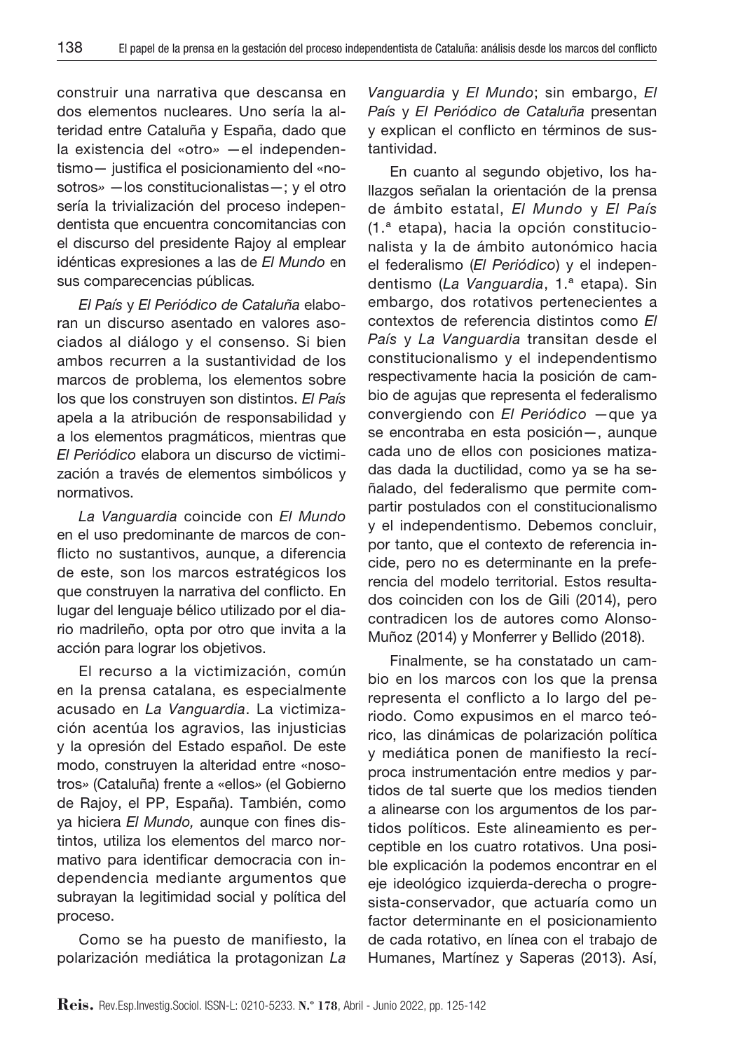construir una narrativa que descansa en dos elementos nucleares. Uno sería la alteridad entre Cataluña y España, dado que la existencia del «otro» —el independentismo— justifica el posicionamiento del «nosotros» —los constitucionalistas—; y el otro sería la trivialización del proceso independentista que encuentra concomitancias con el discurso del presidente Rajoy al emplear idénticas expresiones a las de *El Mundo* en sus comparecencias públicas*.*

*El País* y *El Periódico de Cataluña* elaboran un discurso asentado en valores asociados al diálogo y el consenso. Si bien ambos recurren a la sustantividad de los marcos de problema, los elementos sobre los que los construyen son distintos. *El País* apela a la atribución de responsabilidad y a los elementos pragmáticos, mientras que *El Periódico* elabora un discurso de victimización a través de elementos simbólicos y normativos.

*La Vanguardia* coincide con *El Mundo* en el uso predominante de marcos de conflicto no sustantivos, aunque, a diferencia de este, son los marcos estratégicos los que construyen la narrativa del conflicto. En lugar del lenguaje bélico utilizado por el diario madrileño, opta por otro que invita a la acción para lograr los objetivos.

El recurso a la victimización, común en la prensa catalana, es especialmente acusado en *La Vanguardia*. La victimización acentúa los agravios, las injusticias y la opresión del Estado español. De este modo, construyen la alteridad entre «nosotros» (Cataluña) frente a «ellos» (el Gobierno de Rajoy, el PP, España). También, como ya hiciera *El Mundo,* aunque con fines distintos, utiliza los elementos del marco normativo para identificar democracia con independencia mediante argumentos que subrayan la legitimidad social y política del proceso.

Como se ha puesto de manifiesto, la polarización mediática la protagonizan *La Vanguardia* y *El Mundo*; sin embargo, *El País* y *El Periódico de Cataluña* presentan y explican el conflicto en términos de sustantividad.

En cuanto al segundo objetivo, los hallazgos señalan la orientación de la prensa de ámbito estatal, *El Mundo* y *El País* (1.ª etapa), hacia la opción constitucionalista y la de ámbito autonómico hacia el federalismo (*El Periódico*) y el independentismo (*La Vanguardia*, 1.ª etapa). Sin embargo, dos rotativos pertenecientes a contextos de referencia distintos como *El País* y *La Vanguardia* transitan desde el constitucionalismo y el independentismo respectivamente hacia la posición de cambio de agujas que representa el federalismo convergiendo con *El Periódico* —que ya se encontraba en esta posición—, aunque cada uno de ellos con posiciones matizadas dada la ductilidad, como ya se ha señalado, del federalismo que permite compartir postulados con el constitucionalismo y el independentismo. Debemos concluir, por tanto, que el contexto de referencia incide, pero no es determinante en la preferencia del modelo territorial. Estos resultados coinciden con los de Gili (2014), pero contradicen los de autores como Alonso-Muñoz (2014) y Monferrer y Bellido (2018).

Finalmente, se ha constatado un cambio en los marcos con los que la prensa representa el conflicto a lo largo del periodo. Como expusimos en el marco teórico, las dinámicas de polarización política y mediática ponen de manifiesto la recíproca instrumentación entre medios y partidos de tal suerte que los medios tienden a alinearse con los argumentos de los partidos políticos. Este alineamiento es perceptible en los cuatro rotativos. Una posible explicación la podemos encontrar en el eje ideológico izquierda-derecha o progresista-conservador, que actuaría como un factor determinante en el posicionamiento de cada rotativo, en línea con el trabajo de Humanes, Martínez y Saperas (2013). Así,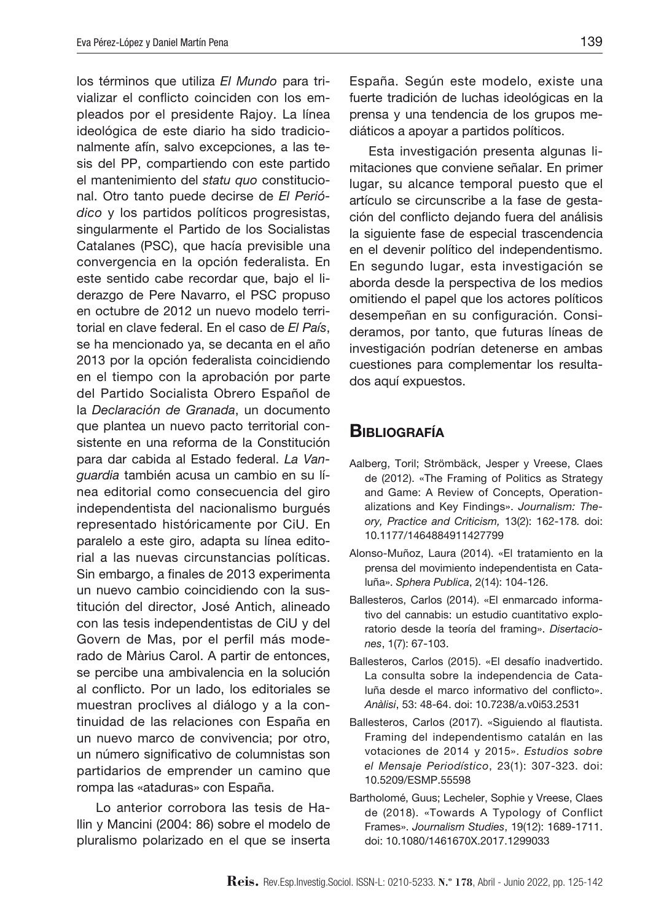los términos que utiliza *El Mundo* para trivializar el conflicto coinciden con los empleados por el presidente Rajoy. La línea ideológica de este diario ha sido tradicionalmente afín, salvo excepciones, a las tesis del PP, compartiendo con este partido el mantenimiento del *statu quo* constitucional. Otro tanto puede decirse de *El Periódico* y los partidos políticos progresistas, singularmente el Partido de los Socialistas Catalanes (PSC), que hacía previsible una convergencia en la opción federalista. En este sentido cabe recordar que, bajo el liderazgo de Pere Navarro, el PSC propuso en octubre de 2012 un nuevo modelo territorial en clave federal. En el caso de *El País*, se ha mencionado ya, se decanta en el año 2013 por la opción federalista coincidiendo en el tiempo con la aprobación por parte del Partido Socialista Obrero Español de la *Declaración de Granada*, un documento que plantea un nuevo pacto territorial consistente en una reforma de la Constitución para dar cabida al Estado federal. *La Vanguardia* también acusa un cambio en su línea editorial como consecuencia del giro independentista del nacionalismo burgués representado históricamente por CiU. En paralelo a este giro, adapta su línea editorial a las nuevas circunstancias políticas. Sin embargo, a finales de 2013 experimenta un nuevo cambio coincidiendo con la sustitución del director, José Antich, alineado con las tesis independentistas de CiU y del Govern de Mas, por el perfil más moderado de Màrius Carol. A partir de entonces, se percibe una ambivalencia en la solución al conflicto. Por un lado, los editoriales se muestran proclives al diálogo y a la continuidad de las relaciones con España en un nuevo marco de convivencia; por otro, un número significativo de columnistas son partidarios de emprender un camino que rompa las «ataduras» con España.

Lo anterior corrobora las tesis de Hallin y Mancini (2004: 86) sobre el modelo de pluralismo polarizado en el que se inserta España. Según este modelo, existe una fuerte tradición de luchas ideológicas en la prensa y una tendencia de los grupos mediáticos a apoyar a partidos políticos.

Esta investigación presenta algunas limitaciones que conviene señalar. En primer lugar, su alcance temporal puesto que el artículo se circunscribe a la fase de gestación del conflicto dejando fuera del análisis la siguiente fase de especial trascendencia en el devenir político del independentismo. En segundo lugar, esta investigación se aborda desde la perspectiva de los medios omitiendo el papel que los actores políticos desempeñan en su configuración. Consideramos, por tanto, que futuras líneas de investigación podrían detenerse en ambas cuestiones para complementar los resultados aquí expuestos.

## Bibliografía

Aalberg, Toril; Strömbäck, Jesper y Vreese, Claes de (2012). «The Framing of Politics as Strategy and Game: A Review of Concepts, Operationalizations and Key Findings». *Journalism: Theory, Practice and Criticism,* 13(2): 162-178. doi: 10.1177/1464884911427799

Alonso-Muñoz, Laura (2014). «El tratamiento en la prensa del movimiento independentista en Cataluña». *Sphera Publica*, 2(14): 104-126.

Ballesteros, Carlos (2014). «El enmarcado informativo del cannabis: un estudio cuantitativo exploratorio desde la teoría del framing». *Disertaciones*, 1(7): 67-103.

Ballesteros, Carlos (2015). «El desafío inadvertido. La consulta sobre la independencia de Cataluña desde el marco informativo del conflicto». *Anàlisi*, 53: 48-64. doi: 10.7238/a.v0i53.2531

Ballesteros, Carlos (2017). «Siguiendo al flautista. Framing del independentismo catalán en las votaciones de 2014 y 2015». *Estudios sobre el Mensaje Periodístico*, 23(1): 307-323. doi: 10.5209/ESMP.55598

Bartholomé, Guus; Lecheler, Sophie y Vreese, Claes de (2018). «Towards A Typology of Conflict Frames». *Journalism Studies*, 19(12): 1689-1711. doi: 10.1080/1461670X.2017.1299033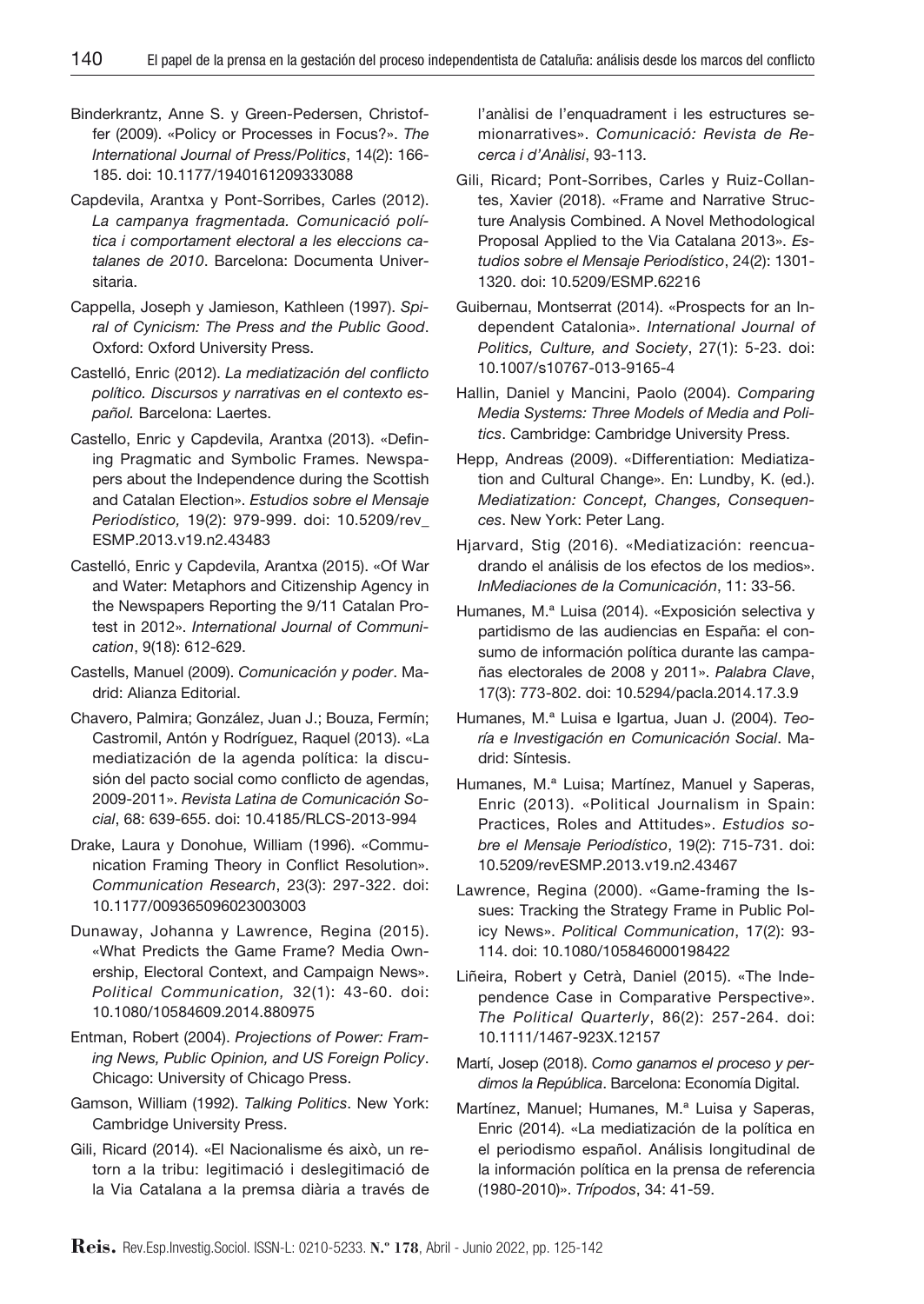Binderkrantz, Anne S. y Green-Pedersen, Christoffer (2009). «Policy or Processes in Focus?». *The International Journal of Press/Politics*, 14(2): 166-185. doi: 10.1177/1940161209333088

Capdevila, Arantxa y Pont-Sorribes, Carles (2012). *La campanya fragmentada. Comunicació política i comportament electoral a les eleccions catalanes de 2010*. Barcelona: Documenta Universitaria.

Cappella, Joseph y Jamieson, Kathleen (1997). *Spiral of Cynicism: The Press and the Public Good*. Oxford: Oxford University Press.

Castelló, Enric (2012). *La mediatización del conflicto político. Discursos y narrativas en el contexto español.* Barcelona: Laertes.

Castello, Enric y Capdevila, Arantxa (2013). «Defining Pragmatic and Symbolic Frames. Newspapers about the Independence during the Scottish and Catalan Election». *Estudios sobre el Mensaje Periodístico,* 19(2): 979-999. doi: 10.5209/rev_ESMP.2013.v19.n2.43483

Castelló, Enric y Capdevila, Arantxa (2015). «Of War and Water: Metaphors and Citizenship Agency in the Newspapers Reporting the 9/11 Catalan Protest in 2012». *International Journal of Communication*, 9(18): 612-629.

Castells, Manuel (2009). *Comunicación y poder*. Madrid: Alianza Editorial.

Chavero, Palmira; González, Juan J.; Bouza, Fermín; Castromil, Antón y Rodríguez, Raquel (2013). «La mediatización de la agenda política: la discusión del pacto social como conflicto de agendas, 2009-2011». *Revista Latina de Comunicación Social*, 68: 639-655. doi: 10.4185/RLCS-2013-994

Drake, Laura y Donohue, William (1996). «Communication Framing Theory in Conflict Resolution». *Communication Research*, 23(3): 297-322. doi: 10.1177/009365096023003003

Dunaway, Johanna y Lawrence, Regina (2015). «What Predicts the Game Frame? Media Ownership, Electoral Context, and Campaign News». *Political Communication,* 32(1): 43-60. doi: 10.1080/10584609.2014.880975

Entman, Robert (2004). *Projections of Power: Framing News, Public Opinion, and US Foreign Policy*. Chicago: University of Chicago Press.

Gamson, William (1992). *Talking Politics*. New York: Cambridge University Press.

Gili, Ricard (2014). «El Nacionalisme és això, un retorn a la tribu: legitimació i deslegitimació de la Via Catalana a la premsa diària a través de l'anàlisi de l'enquadrament i les estructures semionarratives». *Comunicació: Revista de Recerca i d'Anàlisi*, 93-113.

Gili, Ricard; Pont-Sorribes, Carles y Ruiz-Collantes, Xavier (2018). «Frame and Narrative Structure Analysis Combined. A Novel Methodological Proposal Applied to the Via Catalana 2013». *Estudios sobre el Mensaje Periodístico*, 24(2): 1301-1320. doi: 10.5209/ESMP.62216

Guibernau, Montserrat (2014). «Prospects for an Independent Catalonia». *International Journal of Politics, Culture, and Society*, 27(1): 5-23. doi: 10.1007/s10767-013-9165-4

Hallin, Daniel y Mancini, Paolo (2004). *Comparing Media Systems: Three Models of Media and Politics*. Cambridge: Cambridge University Press.

Hepp, Andreas (2009). «Differentiation: Mediatization and Cultural Change». En: Lundby, K. (ed.). *Mediatization: Concept, Changes, Consequences*. New York: Peter Lang.

Hjarvard, Stig (2016). «Mediatización: reencuadrando el análisis de los efectos de los medios». *InMediaciones de la Comunicación*, 11: 33-56.

Humanes, M.ª Luisa (2014). «Exposición selectiva y partidismo de las audiencias en España: el consumo de información política durante las campañas electorales de 2008 y 2011». *Palabra Clave*, 17(3): 773-802. doi: 10.5294/pacla.2014.17.3.9

Humanes, M.ª Luisa e Igartua, Juan J. (2004). *Teoría e Investigación en Comunicación Social*. Madrid: Síntesis.

Humanes, M.ª Luisa; Martínez, Manuel y Saperas, Enric (2013). «Political Journalism in Spain: Practices, Roles and Attitudes». *Estudios sobre el Mensaje Periodístico*, 19(2): 715-731. doi: 10.5209/revESMP.2013.v19.n2.43467

Lawrence, Regina (2000). «Game-framing the Issues: Tracking the Strategy Frame in Public Policy News». *Political Communication*, 17(2): 93-114. doi: 10.1080/105846000198422

Liñeira, Robert y Cetrà, Daniel (2015). «The Independence Case in Comparative Perspective». *The Political Quarterly*, 86(2): 257-264. doi: 10.1111/1467-923X.12157

Martí, Josep (2018). *Como ganamos el proceso y perdimos la República*. Barcelona: Economía Digital.

Martínez, Manuel; Humanes, M.ª Luisa y Saperas, Enric (2014). «La mediatización de la política en el periodismo español. Análisis longitudinal de la información política en la prensa de referencia (1980-2010)». *Trípodos*, 34: 41-59.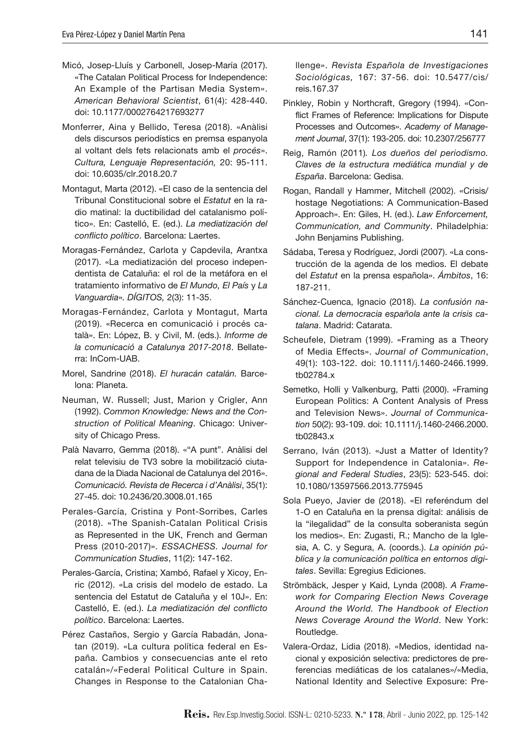Micó, Josep-Lluís y Carbonell, Josep-María (2017). «The Catalan Political Process for Independence: An Example of the Partisan Media System». *American Behavioral Scientist*, 61(4): 428-440. doi: 10.1177/0002764217693277

Monferrer, Aina y Bellido, Teresa (2018). «Anàlisi dels discursos periodístics en premsa espanyola al voltant dels fets relacionats amb el *procés*». *Cultura, Lenguaje Representación,* 20: 95-111. doi: 10.6035/clr.2018.20.7

Montagut, Marta (2012). «El caso de la sentencia del Tribunal Constitucional sobre el *Estatut* en la radio matinal: la ductibilidad del catalanismo político». En: Castelló, E. (ed.). *La mediatización del conflicto político*. Barcelona: Laertes.

Moragas-Fernández, Carlota y Capdevila, Arantxa (2017). «La mediatización del proceso independentista de Cataluña: el rol de la metáfora en el tratamiento informativo de *El Mundo, El País* y *La Vanguardia*». *DÍGITOS,* 2(3): 11-35.

Moragas-Fernández, Carlota y Montagut, Marta (2019). «Recerca en comunicació i procés català». En: López, B. y Civil, M. (eds.). *Informe de la comunicació a Catalunya 2017-2018*. Bellaterra: InCom-UAB.

Morel, Sandrine (2018). *El huracán catalán*. Barcelona: Planeta.

Neuman, W. Russell; Just, Marion y Crigler, Ann (1992). *Common Knowledge: News and the Construction of Political Meaning*. Chicago: University of Chicago Press.

Palà Navarro, Gemma (2018). «"A punt". Anàlisi del relat televisiu de TV3 sobre la mobilització ciutadana de la Diada Nacional de Catalunya del 2016». *Comunicació. Revista de Recerca i d'Anàlisi*, 35(1): 27-45. doi: 10.2436/20.3008.01.165

Perales-García, Cristina y Pont-Sorribes, Carles (2018). «The Spanish-Catalan Political Crisis as Represented in the UK, French and German Press (2010-2017)». *ESSACHESS. Journal for Communication Studies*, 11(2): 147-162.

Perales-García, Cristina; Xambó, Rafael y Xicoy, Enric (2012). «La crisis del modelo de estado. La sentencia del Estatut de Cataluña y el 10J». En: Castelló, E. (ed.). *La mediatización del conflicto político*. Barcelona: Laertes.

Pérez Castaños, Sergio y García Rabadán, Jonatan (2019). «La cultura política federal en España. Cambios y consecuencias ante el reto catalán»/«Federal Political Culture in Spain. Changes in Response to the Catalonian Challenge». *Revista Española de Investigaciones Sociológicas,* 167: 37-56. doi: 10.5477/cis/reis.167.37

Pinkley, Robin y Northcraft, Gregory (1994). «Conflict Frames of Reference: Implications for Dispute Processes and Outcomes». *Academy of Management Journal*, 37(1): 193-205. doi: 10.2307/256777

Reig, Ramón (2011). *Los dueños del periodismo. Claves de la estructura mediática mundial y de España*. Barcelona: Gedisa.

Rogan, Randall y Hammer, Mitchell (2002). «Crisis/hostage Negotiations: A Communication-Based Approach». En: Giles, H. (ed.). *Law Enforcement, Communication, and Community*. Philadelphia: John Benjamins Publishing.

Sádaba, Teresa y Rodríguez, Jordi (2007). «La construcción de la agenda de los medios. El debate del *Estatut* en la prensa española». *Ámbitos*, 16: 187-211.

Sánchez-Cuenca, Ignacio (2018). *La confusión nacional. La democracia española ante la crisis catalana*. Madrid: Catarata.

Scheufele, Dietram (1999). «Framing as a Theory of Media Effects». *Journal of Communication*, 49(1): 103-122. doi: 10.1111/j.1460-2466.1999.tb02784.x

Semetko, Holli y Valkenburg, Patti (2000). «Framing European Politics: A Content Analysis of Press and Television News». *Journal of Communication* 50(2): 93-109. doi: 10.1111/j.1460-2466.2000.tb02843.x

Serrano, Iván (2013). «Just a Matter of Identity? Support for Independence in Catalonia». *Regional and Federal Studies*, 23(5): 523-545. doi: 10.1080/13597566.2013.775945

Sola Pueyo, Javier de (2018). «El referéndum del 1-O en Cataluña en la prensa digital: análisis de la "ilegalidad" de la consulta soberanista según los medios». En: Zugasti, R.; Mancho de la Iglesia, A. C. y Segura, A. (coords.). *La opinión pública y la comunicación política en entornos digitales*. Sevilla: Egregius Ediciones.

Strömbäck, Jesper y Kaid, Lynda (2008). *A Framework for Comparing Election News Coverage Around the World. The Handbook of Election News Coverage Around the World*. New York: Routledge.

Valera-Ordaz, Lidia (2018). «Medios, identidad nacional y exposición selectiva: predictores de preferencias mediáticas de los catalanes»/«Media, National Identity and Selective Exposure: Pre-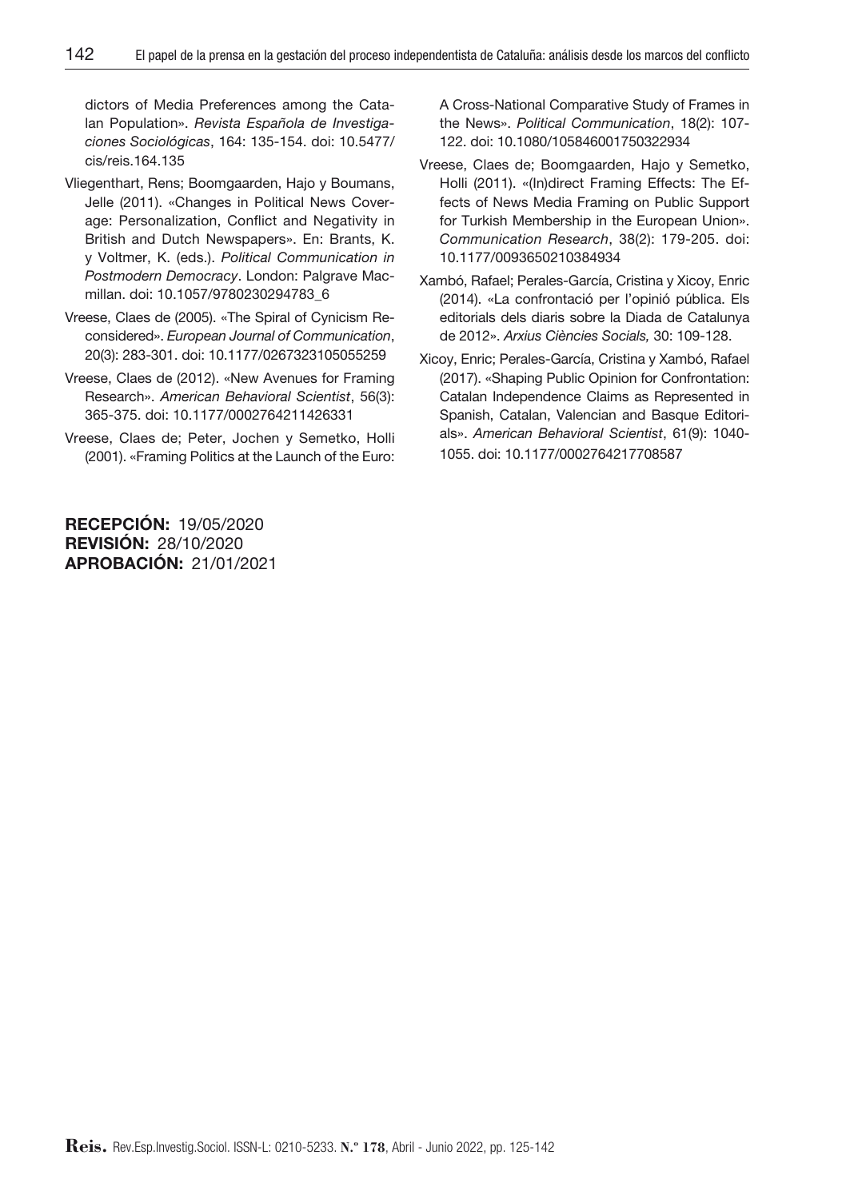dictors of Media Preferences among the Catalan Population». *Revista Española de Investigaciones Sociológicas*, 164: 135-154. doi: 10.5477/cis/reis.164.135

Vliegenthart, Rens; Boomgaarden, Hajo y Boumans, Jelle (2011). «Changes in Political News Coverage: Personalization, Conflict and Negativity in British and Dutch Newspapers». En: Brants, K. y Voltmer, K. (eds.). *Political Communication in Postmodern Democracy*. London: Palgrave Macmillan. doi: 10.1057/9780230294783_6

Vreese, Claes de (2005). «The Spiral of Cynicism Reconsidered». *European Journal of Communication*, 20(3): 283-301. doi: 10.1177/0267323105055259

Vreese, Claes de (2012). «New Avenues for Framing Research». *American Behavioral Scientist*, 56(3): 365-375. doi: 10.1177/0002764211426331

Vreese, Claes de; Peter, Jochen y Semetko, Holli (2001). «Framing Politics at the Launch of the Euro: A Cross-National Comparative Study of Frames in the News». *Political Communication*, 18(2): 107-122. doi: 10.1080/105846001750322934

Vreese, Claes de; Boomgaarden, Hajo y Semetko, Holli (2011). «(In)direct Framing Effects: The Effects of News Media Framing on Public Support for Turkish Membership in the European Union». *Communication Research*, 38(2): 179-205. doi: 10.1177/0093650210384934

Xambó, Rafael; Perales-García, Cristina y Xicoy, Enric (2014). «La confrontació per l'opinió pública. Els editorials dels diaris sobre la Diada de Catalunya de 2012». *Arxius Ciències Socials,* 30: 109-128.

Xicoy, Enric; Perales-García, Cristina y Xambó, Rafael (2017). «Shaping Public Opinion for Confrontation: Catalan Independence Claims as Represented in Spanish, Catalan, Valencian and Basque Editorials». *American Behavioral Scientist*, 61(9): 1040-1055. doi: 10.1177/0002764217708587

**RECEPCIÓN:** 19/05/2020
**REVISIÓN:** 28/10/2020
**APROBACIÓN:** 21/01/2021